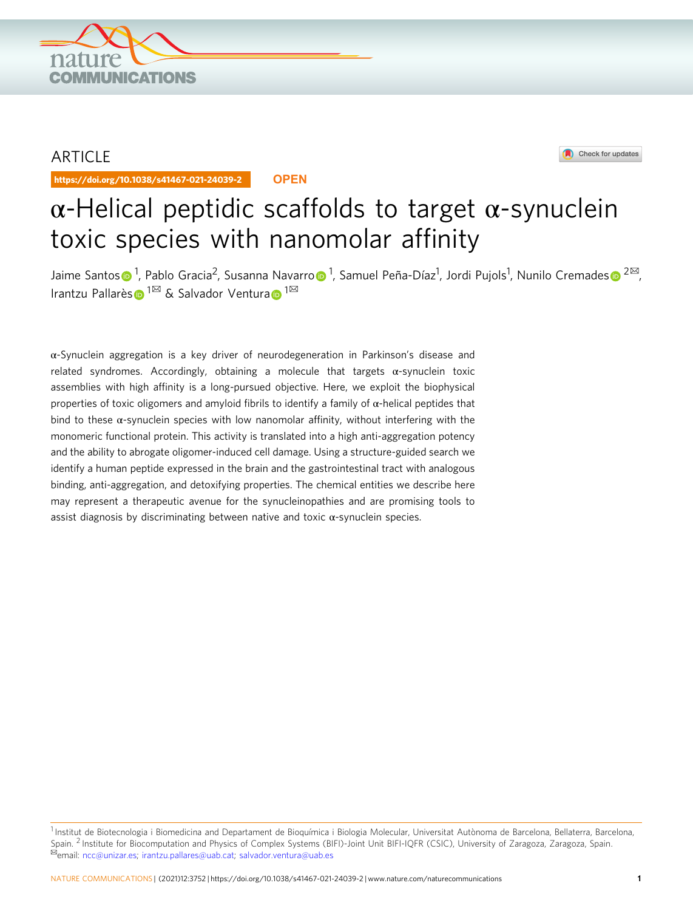ARTICLE

https://doi.org/10.1038/s41467-021-24039-2

OPEN

# α-Helical peptidic scaffolds to target α-synuclein toxic species with nanomolar affinity

Jaime Santos[1], Pablo Gracia[2], Susanna Navarro[1], Samuel Peña-Díaz[1], Jordi Pujols[1], Nunilo Cremades[2✉], Irantzu Pallarès[1✉] & Salvador Ventura[1✉]

α-Synuclein aggregation is a key driver of neurodegeneration in Parkinson's disease and related syndromes. Accordingly, obtaining a molecule that targets α-synuclein toxic assemblies with high affinity is a long-pursued objective. Here, we exploit the biophysical properties of toxic oligomers and amyloid fibrils to identify a family of α-helical peptides that bind to these α-synuclein species with low nanomolar affinity, without interfering with the monomeric functional protein. This activity is translated into a high anti-aggregation potency and the ability to abrogate oligomer-induced cell damage. Using a structure-guided search we identify a human peptide expressed in the brain and the gastrointestinal tract with analogous binding, anti-aggregation, and detoxifying properties. The chemical entities we describe here may represent a therapeutic avenue for the synucleinopathies and are promising tools to assist diagnosis by discriminating between native and toxic α-synuclein species.

[1] Institut de Biotecnologia i Biomedicina and Departament de Bioquímica i Biologia Molecular, Universitat Autònoma de Barcelona, Bellaterra, Barcelona, Spain. [2] Institute for Biocomputation and Physics of Complex Systems (BIFI)-Joint Unit BIFI-IQFR (CSIC), University of Zaragoza, Zaragoza, Spain. ✉email: ncc@unizar.es; irantzu.pallares@uab.cat; salvador.ventura@uab.es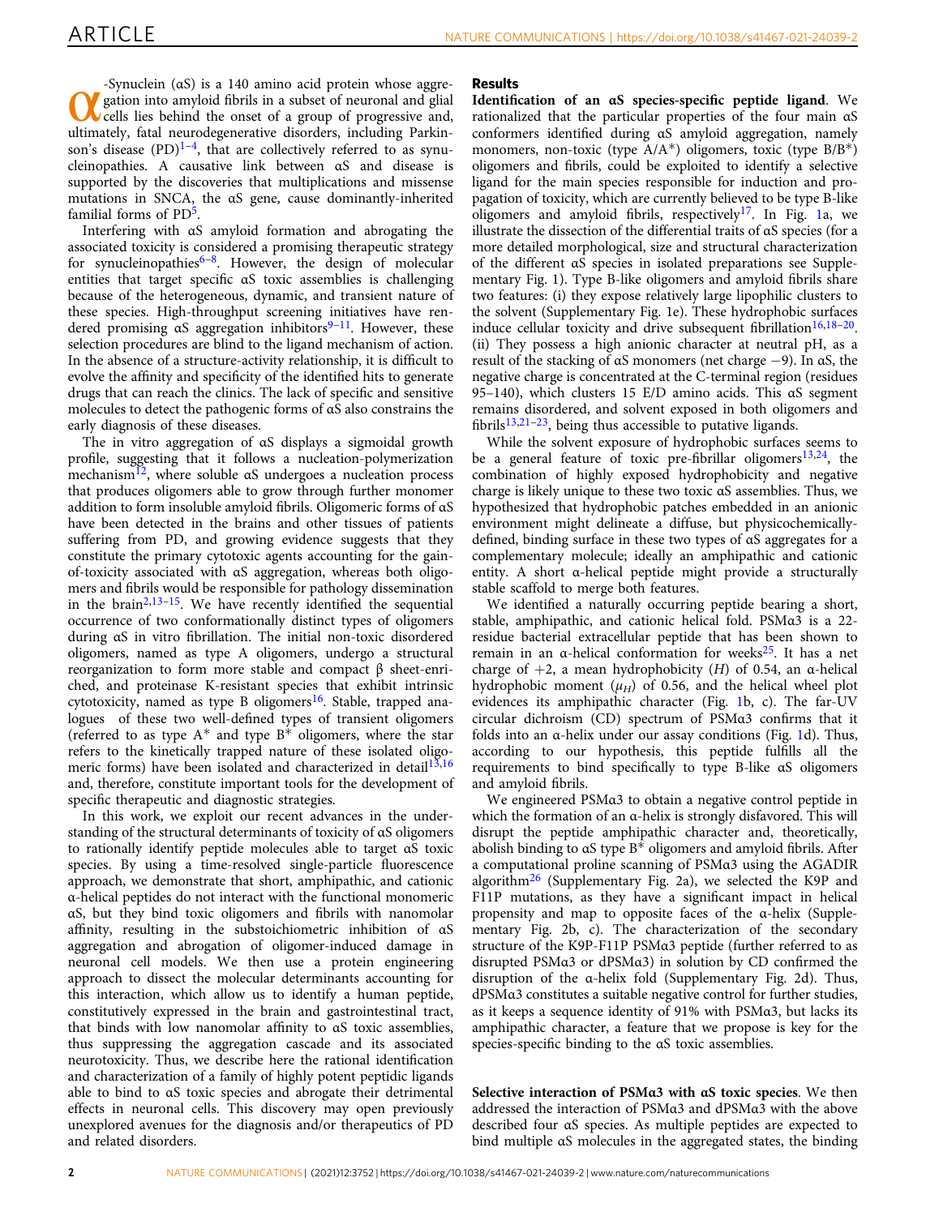α-Synuclein (αS) is a 140 amino acid protein whose aggregation into amyloid fibrils in a subset of neuronal and glial cells lies behind the onset of a group of progressive and, ultimately, fatal neurodegenerative disorders, including Parkinson's disease (PD)[1–4], that are collectively referred to as synucleinopathies. A causative link between αS and disease is supported by the discoveries that multiplications and missense mutations in SNCA, the αS gene, cause dominantly-inherited familial forms of PD[5].

Interfering with αS amyloid formation and abrogating the associated toxicity is considered a promising therapeutic strategy for synucleinopathies[6–8]. However, the design of molecular entities that target specific αS toxic assemblies is challenging because of the heterogeneous, dynamic, and transient nature of these species. High-throughput screening initiatives have rendered promising αS aggregation inhibitors[9–11]. However, these selection procedures are blind to the ligand mechanism of action. In the absence of a structure-activity relationship, it is difficult to evolve the affinity and specificity of the identified hits to generate drugs that can reach the clinics. The lack of specific and sensitive molecules to detect the pathogenic forms of αS also constrains the early diagnosis of these diseases.

The in vitro aggregation of αS displays a sigmoidal growth profile, suggesting that it follows a nucleation-polymerization mechanism[12], where soluble αS undergoes a nucleation process that produces oligomers able to grow through further monomer addition to form insoluble amyloid fibrils. Oligomeric forms of αS have been detected in the brains and other tissues of patients suffering from PD, and growing evidence suggests that they constitute the primary cytotoxic agents accounting for the gain-of-toxicity associated with αS aggregation, whereas both oligomers and fibrils would be responsible for pathology dissemination in the brain[2,13–15]. We have recently identified the sequential occurrence of two conformationally distinct types of oligomers during αS in vitro fibrillation. The initial non-toxic disordered oligomers, named as type A oligomers, undergo a structural reorganization to form more stable and compact β sheet-enriched, and proteinase K-resistant species that exhibit intrinsic cytotoxicity, named as type B oligomers[16]. Stable, trapped analogues of these two well-defined types of transient oligomers (referred to as type A* and type B* oligomers, where the star refers to the kinetically trapped nature of these isolated oligomeric forms) have been isolated and characterized in detail[13,16] and, therefore, constitute important tools for the development of specific therapeutic and diagnostic strategies.

In this work, we exploit our recent advances in the understanding of the structural determinants of toxicity of αS oligomers to rationally identify peptide molecules able to target αS toxic species. By using a time-resolved single-particle fluorescence approach, we demonstrate that short, amphipathic, and cationic α-helical peptides do not interact with the functional monomeric αS, but they bind toxic oligomers and fibrils with nanomolar affinity, resulting in the substoichiometric inhibition of αS aggregation and abrogation of oligomer-induced damage in neuronal cell models. We then use a protein engineering approach to dissect the molecular determinants accounting for this interaction, which allow us to identify a human peptide, constitutively expressed in the brain and gastrointestinal tract, that binds with low nanomolar affinity to αS toxic assemblies, thus suppressing the aggregation cascade and its associated neurotoxicity. Thus, we describe here the rational identification and characterization of a family of highly potent peptidic ligands able to bind to αS toxic species and abrogate their detrimental effects in neuronal cells. This discovery may open previously unexplored avenues for the diagnosis and/or therapeutics of PD and related disorders.

## Results

**Identification of an αS species-specific peptide ligand**. We rationalized that the particular properties of the four main αS conformers identified during αS amyloid aggregation, namely monomers, non-toxic (type A/A*) oligomers, toxic (type B/B*) oligomers and fibrils, could be exploited to identify a selective ligand for the main species responsible for induction and propagation of toxicity, which are currently believed to be type B-like oligomers and amyloid fibrils, respectively[17]. In Fig. 1a, we illustrate the dissection of the differential traits of αS species (for a more detailed morphological, size and structural characterization of the different αS species in isolated preparations see Supplementary Fig. 1). Type B-like oligomers and amyloid fibrils share two features: (i) they expose relatively large lipophilic clusters to the solvent (Supplementary Fig. 1e). These hydrophobic surfaces induce cellular toxicity and drive subsequent fibrillation[16,18–20]. (ii) They possess a high anionic character at neutral pH, as a result of the stacking of αS monomers (net charge −9). In αS, the negative charge is concentrated at the C-terminal region (residues 95–140), which clusters 15 E/D amino acids. This αS segment remains disordered, and solvent exposed in both oligomers and fibrils[13,21–23], being thus accessible to putative ligands.

While the solvent exposure of hydrophobic surfaces seems to be a general feature of toxic pre-fibrillar oligomers[13,24], the combination of highly exposed hydrophobicity and negative charge is likely unique to these two toxic αS assemblies. Thus, we hypothesized that hydrophobic patches embedded in an anionic environment might delineate a diffuse, but physicochemically-defined, binding surface in these two types of αS aggregates for a complementary molecule; ideally an amphipathic and cationic entity. A short α-helical peptide might provide a structurally stable scaffold to merge both features.

We identified a naturally occurring peptide bearing a short, stable, amphipathic, and cationic helical fold. PSMα3 is a 22-residue bacterial extracellular peptide that has been shown to remain in an α-helical conformation for weeks[25]. It has a net charge of +2, a mean hydrophobicity ($H$) of 0.54, an α-helical hydrophobic moment ($\mu_H$) of 0.56, and the helical wheel plot evidences its amphipathic character (Fig. 1b, c). The far-UV circular dichroism (CD) spectrum of PSMα3 confirms that it folds into an α-helix under our assay conditions (Fig. 1d). Thus, according to our hypothesis, this peptide fulfills all the requirements to bind specifically to type B-like αS oligomers and amyloid fibrils.

We engineered PSMα3 to obtain a negative control peptide in which the formation of an α-helix is strongly disfavored. This will disrupt the peptide amphipathic character and, theoretically, abolish binding to αS type B* oligomers and amyloid fibrils. After a computational proline scanning of PSMα3 using the AGADIR algorithm[26] (Supplementary Fig. 2a), we selected the K9P and F11P mutations, as they have a significant impact in helical propensity and map to opposite faces of the α-helix (Supplementary Fig. 2b, c). The characterization of the secondary structure of the K9P-F11P PSMα3 peptide (further referred to as disrupted PSMα3 or dPSMα3) in solution by CD confirmed the disruption of the α-helix fold (Supplementary Fig. 2d). Thus, dPSMα3 constitutes a suitable negative control for further studies, as it keeps a sequence identity of 91% with PSMα3, but lacks its amphipathic character, a feature that we propose is key for the species-specific binding to the αS toxic assemblies.

**Selective interaction of PSMα3 with αS toxic species**. We then addressed the interaction of PSMα3 and dPSMα3 with the above described four αS species. As multiple peptides are expected to bind multiple αS molecules in the aggregated states, the binding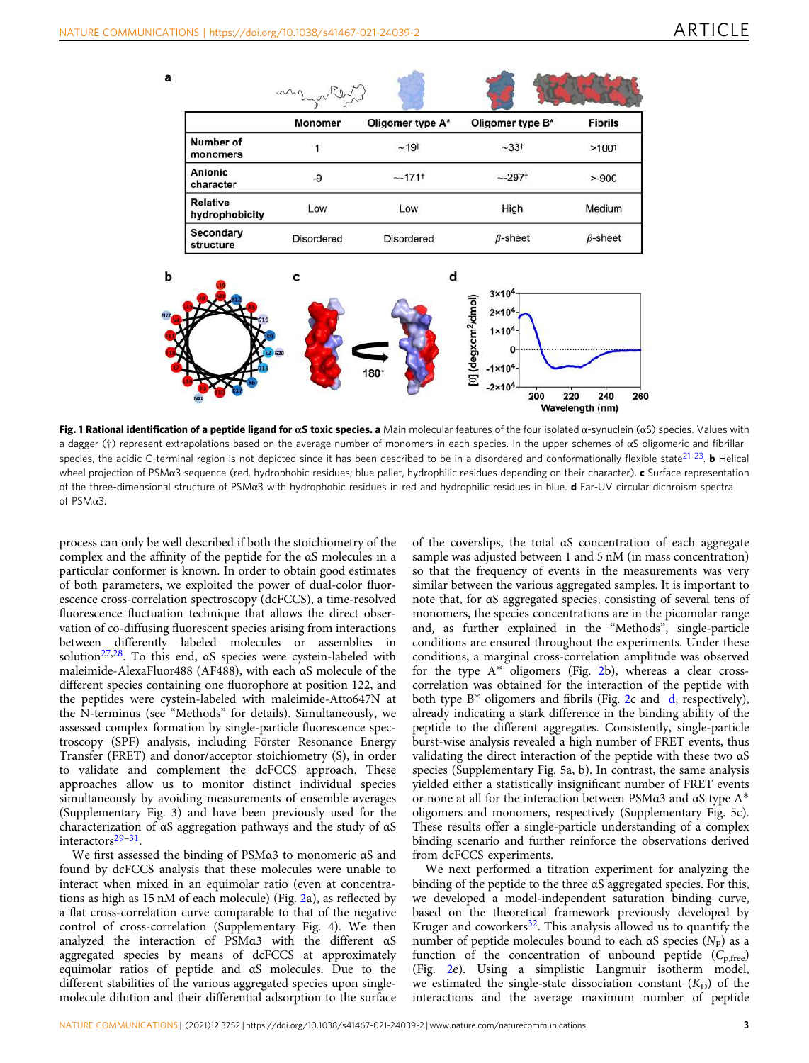|  | Monomer | Oligomer type A* | Oligomer type B* | Fibrils |
|---|---|---|---|---|
| Number of monomers | 1 | ~19† | ~33† | >100† |
| Anionic character | -9 | ~-171† | ~-297† | >-900 |
| Relative hydrophobicity | Low | Low | High | Medium |
| Secondary structure | Disordered | Disordered | β-sheet | β-sheet |

**Fig. 1 Rational identification of a peptide ligand for αS toxic species. a** Main molecular features of the four isolated α-synuclein (αS) species. Values with a dagger (†) represent extrapolations based on the average number of monomers in each species. In the upper schemes of αS oligomeric and fibrillar species, the acidic C-terminal region is not depicted since it has been described to be in a disordered and conformationally flexible state[21–23]. **b** Helical wheel projection of PSMα3 sequence (red, hydrophobic residues; blue pallet, hydrophilic residues depending on their character). **c** Surface representation of the three-dimensional structure of PSMα3 with hydrophobic residues in red and hydrophilic residues in blue. **d** Far-UV circular dichroism spectra of PSMα3.

process can only be well described if both the stoichiometry of the complex and the affinity of the peptide for the αS molecules in a particular conformer is known. In order to obtain good estimates of both parameters, we exploited the power of dual-color fluorescence cross-correlation spectroscopy (dcFCCS), a time-resolved fluorescence fluctuation technique that allows the direct observation of co-diffusing fluorescent species arising from interactions between differently labeled molecules or assemblies in solution[27,28]. To this end, αS species were cystein-labeled with maleimide-AlexaFluor488 (AF488), with each αS molecule of the different species containing one fluorophore at position 122, and the peptides were cystein-labeled with maleimide-Atto647N at the N-terminus (see "Methods" for details). Simultaneously, we assessed complex formation by single-particle fluorescence spectroscopy (SPF) analysis, including Förster Resonance Energy Transfer (FRET) and donor/acceptor stoichiometry (S), in order to validate and complement the dcFCCS approach. These approaches allow us to monitor distinct individual species simultaneously by avoiding measurements of ensemble averages (Supplementary Fig. 3) and have been previously used for the characterization of αS aggregation pathways and the study of αS interactors[29–31].

We first assessed the binding of PSMα3 to monomeric αS and found by dcFCCS analysis that these molecules were unable to interact when mixed in an equimolar ratio (even at concentrations as high as 15 nM of each molecule) (Fig. 2a), as reflected by a flat cross-correlation curve comparable to that of the negative control of cross-correlation (Supplementary Fig. 4). We then analyzed the interaction of PSMα3 with the different αS aggregated species by means of dcFCCS at approximately equimolar ratios of peptide and αS molecules. Due to the different stabilities of the various aggregated species upon single-molecule dilution and their differential adsorption to the surface of the coverslips, the total αS concentration of each aggregate sample was adjusted between 1 and 5 nM (in mass concentration) so that the frequency of events in the measurements was very similar between the various aggregated samples. It is important to note that, for αS aggregated species, consisting of several tens of monomers, the species concentrations are in the picomolar range and, as further explained in the "Methods", single-particle conditions are ensured throughout the experiments. Under these conditions, a marginal cross-correlation amplitude was observed for the type A* oligomers (Fig. 2b), whereas a clear cross-correlation was obtained for the interaction of the peptide with both type B* oligomers and fibrils (Fig. 2c and d, respectively), already indicating a stark difference in the binding ability of the peptide to the different aggregates. Consistently, single-particle burst-wise analysis revealed a high number of FRET events, thus validating the direct interaction of the peptide with these two αS species (Supplementary Fig. 5a, b). In contrast, the same analysis yielded either a statistically insignificant number of FRET events or none at all for the interaction between PSMα3 and αS type A* oligomers and monomers, respectively (Supplementary Fig. 5c). These results offer a single-particle understanding of a complex binding scenario and further reinforce the observations derived from dcFCCS experiments.

We next performed a titration experiment for analyzing the binding of the peptide to the three αS aggregated species. For this, we developed a model-independent saturation binding curve, based on the theoretical framework previously developed by Kruger and coworkers[32]. This analysis allowed us to quantify the number of peptide molecules bound to each αS species ($N_P$) as a function of the concentration of unbound peptide ($C_{p,free}$) (Fig. 2e). Using a simplistic Langmuir isotherm model, we estimated the single-state dissociation constant ($K_D$) of the interactions and the average maximum number of peptide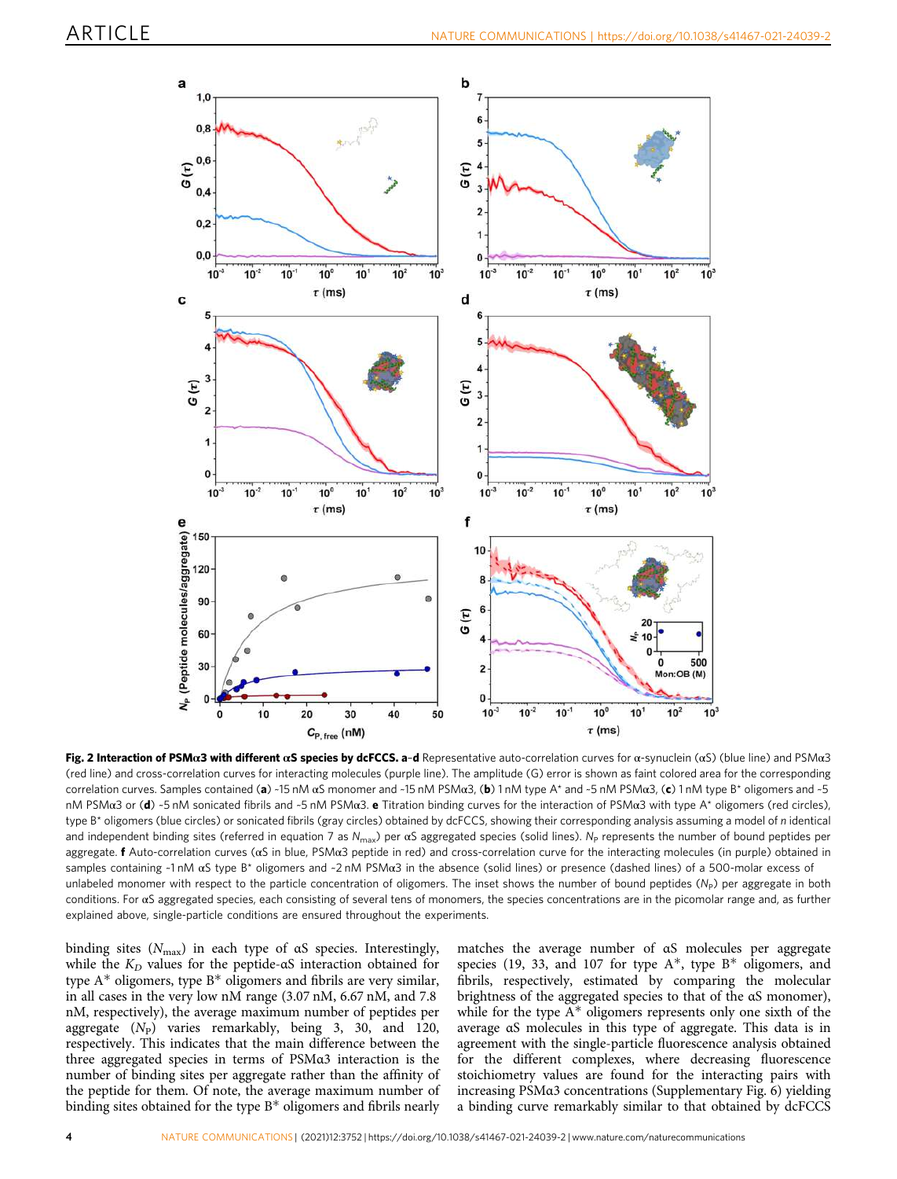**Fig. 2 Interaction of PSMα3 with different αS species by dcFCCS. a–d** Representative auto-correlation curves for α-synuclein (αS) (blue line) and PSMα3 (red line) and cross-correlation curves for interacting molecules (purple line). The amplitude (G) error is shown as faint colored area for the corresponding correlation curves. Samples contained (**a**) ~15 nM αS monomer and ~15 nM PSMα3, (**b**) 1 nM type A* and ~5 nM PSMα3, (**c**) 1 nM type B* oligomers and ~5 nM PSMα3 or (**d**) ~5 nM sonicated fibrils and ~5 nM PSMα3. **e** Titration binding curves for the interaction of PSMα3 with type A* oligomers (red circles), type B* oligomers (blue circles) or sonicated fibrils (gray circles) obtained by dcFCCS, showing their corresponding analysis assuming a model of *n* identical and independent binding sites (referred in equation 7 as $N_{max}$) per αS aggregated species (solid lines). $N_P$ represents the number of bound peptides per aggregate. **f** Auto-correlation curves (αS in blue, PSMα3 peptide in red) and cross-correlation curve for the interacting molecules (in purple) obtained in samples containing ~1 nM αS type B* oligomers and ~2 nM PSMα3 in the absence (solid lines) or presence (dashed lines) of a 500-molar excess of unlabeled monomer with respect to the particle concentration of oligomers. The inset shows the number of bound peptides ($N_P$) per aggregate in both conditions. For αS aggregated species, each consisting of several tens of monomers, the species concentrations are in the picomolar range and, as further explained above, single-particle conditions are ensured throughout the experiments.

binding sites ($N_{max}$) in each type of αS species. Interestingly, while the $K_D$ values for the peptide-αS interaction obtained for type A* oligomers, type B* oligomers and fibrils are very similar, in all cases in the very low nM range (3.07 nM, 6.67 nM, and 7.8 nM, respectively), the average maximum number of peptides per aggregate ($N_P$) varies remarkably, being 3, 30, and 120, respectively. This indicates that the main difference between the three aggregated species in terms of PSMα3 interaction is the number of binding sites per aggregate rather than the affinity of the peptide for them. Of note, the average maximum number of binding sites obtained for the type B* oligomers and fibrils nearly matches the average number of αS molecules per aggregate species (19, 33, and 107 for type A*, type B* oligomers, and fibrils, respectively, estimated by comparing the molecular brightness of the aggregated species to that of the αS monomer), while for the type A* oligomers represents only one sixth of the average αS molecules in this type of aggregate. This data is in agreement with the single-particle fluorescence analysis obtained for the different complexes, where decreasing fluorescence stoichiometry values are found for the interacting pairs with increasing PSMα3 concentrations (Supplementary Fig. 6) yielding a binding curve remarkably similar to that obtained by dcFCCS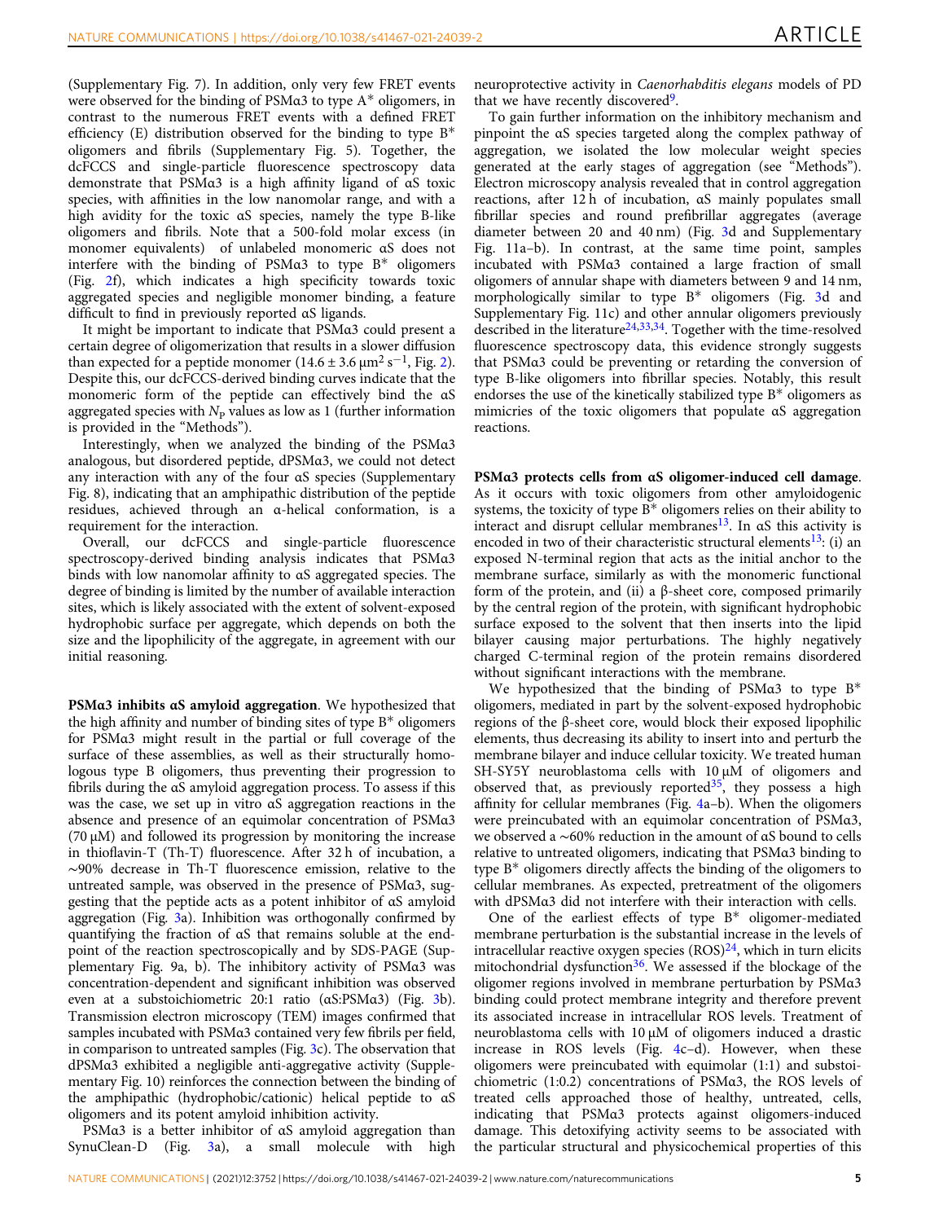(Supplementary Fig. 7). In addition, only very few FRET events were observed for the binding of PSMα3 to type A* oligomers, in contrast to the numerous FRET events with a defined FRET efficiency (E) distribution observed for the binding to type B* oligomers and fibrils (Supplementary Fig. 5). Together, the dcFCCS and single-particle fluorescence spectroscopy data demonstrate that PSMα3 is a high affinity ligand of αS toxic species, with affinities in the low nanomolar range, and with a high avidity for the toxic αS species, namely the type B-like oligomers and fibrils. Note that a 500-fold molar excess (in monomer equivalents) of unlabeled monomeric αS does not interfere with the binding of PSMα3 to type B* oligomers (Fig. 2f), which indicates a high specificity towards toxic aggregated species and negligible monomer binding, a feature difficult to find in previously reported αS ligands.

It might be important to indicate that PSMα3 could present a certain degree of oligomerization that results in a slower diffusion than expected for a peptide monomer ($14.6 \pm 3.6\ \mu m^2\ s^{-1}$, Fig. 2). Despite this, our dcFCCS-derived binding curves indicate that the monomeric form of the peptide can effectively bind the αS aggregated species with $N_P$ values as low as 1 (further information is provided in the "Methods").

Interestingly, when we analyzed the binding of the PSMα3 analogous, but disordered peptide, dPSMα3, we could not detect any interaction with any of the four αS species (Supplementary Fig. 8), indicating that an amphipathic distribution of the peptide residues, achieved through an α-helical conformation, is a requirement for the interaction.

Overall, our dcFCCS and single-particle fluorescence spectroscopy-derived binding analysis indicates that PSMα3 binds with low nanomolar affinity to αS aggregated species. The degree of binding is limited by the number of available interaction sites, which is likely associated with the extent of solvent-exposed hydrophobic surface per aggregate, which depends on both the size and the lipophilicity of the aggregate, in agreement with our initial reasoning.

**PSMα3 inhibits αS amyloid aggregation**. We hypothesized that the high affinity and number of binding sites of type B* oligomers for PSMα3 might result in the partial or full coverage of the surface of these assemblies, as well as their structurally homologous type B oligomers, thus preventing their progression to fibrils during the αS amyloid aggregation process. To assess if this was the case, we set up in vitro αS aggregation reactions in the absence and presence of an equimolar concentration of PSMα3 (70 μM) and followed its progression by monitoring the increase in thioflavin-T (Th-T) fluorescence. After 32 h of incubation, a ~90% decrease in Th-T fluorescence emission, relative to the untreated sample, was observed in the presence of PSMα3, suggesting that the peptide acts as a potent inhibitor of αS amyloid aggregation (Fig. 3a). Inhibition was orthogonally confirmed by quantifying the fraction of αS that remains soluble at the endpoint of the reaction spectroscopically and by SDS-PAGE (Supplementary Fig. 9a, b). The inhibitory activity of PSMα3 was concentration-dependent and significant inhibition was observed even at a substoichiometric 20:1 ratio (αS:PSMα3) (Fig. 3b). Transmission electron microscopy (TEM) images confirmed that samples incubated with PSMα3 contained very few fibrils per field, in comparison to untreated samples (Fig. 3c). The observation that dPSMα3 exhibited a negligible anti-aggregative activity (Supplementary Fig. 10) reinforces the connection between the binding of the amphipathic (hydrophobic/cationic) helical peptide to αS oligomers and its potent amyloid inhibition activity.

PSMα3 is a better inhibitor of αS amyloid aggregation than SynuClean-D (Fig. 3a), a small molecule with high neuroprotective activity in *Caenorhabditis elegans* models of PD that we have recently discovered[9].

To gain further information on the inhibitory mechanism and pinpoint the αS species targeted along the complex pathway of aggregation, we isolated the low molecular weight species generated at the early stages of aggregation (see "Methods"). Electron microscopy analysis revealed that in control aggregation reactions, after 12 h of incubation, αS mainly populates small fibrillar species and round prefibrillar aggregates (average diameter between 20 and 40 nm) (Fig. 3d and Supplementary Fig. 11a–b). In contrast, at the same time point, samples incubated with PSMα3 contained a large fraction of small oligomers of annular shape with diameters between 9 and 14 nm, morphologically similar to type B* oligomers (Fig. 3d and Supplementary Fig. 11c) and other annular oligomers previously described in the literature[24,33,34]. Together with the time-resolved fluorescence spectroscopy data, this evidence strongly suggests that PSMα3 could be preventing or retarding the conversion of type B-like oligomers into fibrillar species. Notably, this result endorses the use of the kinetically stabilized type B* oligomers as mimicries of the toxic oligomers that populate αS aggregation reactions.

**PSMα3 protects cells from αS oligomer-induced cell damage**. As it occurs with toxic oligomers from other amyloidogenic systems, the toxicity of type B* oligomers relies on their ability to interact and disrupt cellular membranes[13]. In αS this activity is encoded in two of their characteristic structural elements[13]: (i) an exposed N-terminal region that acts as the initial anchor to the membrane surface, similarly as with the monomeric functional form of the protein, and (ii) a β-sheet core, composed primarily by the central region of the protein, with significant hydrophobic surface exposed to the solvent that then inserts into the lipid bilayer causing major perturbations. The highly negatively charged C-terminal region of the protein remains disordered without significant interactions with the membrane.

We hypothesized that the binding of PSMα3 to type B* oligomers, mediated in part by the solvent-exposed hydrophobic regions of the β-sheet core, would block their exposed lipophilic elements, thus decreasing its ability to insert into and perturb the membrane bilayer and induce cellular toxicity. We treated human SH-SY5Y neuroblastoma cells with 10 μM of oligomers and observed that, as previously reported[35], they possess a high affinity for cellular membranes (Fig. 4a–b). When the oligomers were preincubated with an equimolar concentration of PSMα3, we observed a ~60% reduction in the amount of αS bound to cells relative to untreated oligomers, indicating that PSMα3 binding to type B* oligomers directly affects the binding of the oligomers to cellular membranes. As expected, pretreatment of the oligomers with dPSMα3 did not interfere with their interaction with cells.

One of the earliest effects of type B* oligomer-mediated membrane perturbation is the substantial increase in the levels of intracellular reactive oxygen species (ROS)[24], which in turn elicits mitochondrial dysfunction[36]. We assessed if the blockage of the oligomer regions involved in membrane perturbation by PSMα3 binding could protect membrane integrity and therefore prevent its associated increase in intracellular ROS levels. Treatment of neuroblastoma cells with 10 μM of oligomers induced a drastic increase in ROS levels (Fig. 4c–d). However, when these oligomers were preincubated with equimolar (1:1) and substoichiometric (1:0.2) concentrations of PSMα3, the ROS levels of treated cells approached those of healthy, untreated, cells, indicating that PSMα3 protects against oligomers-induced damage. This detoxifying activity seems to be associated with the particular structural and physicochemical properties of this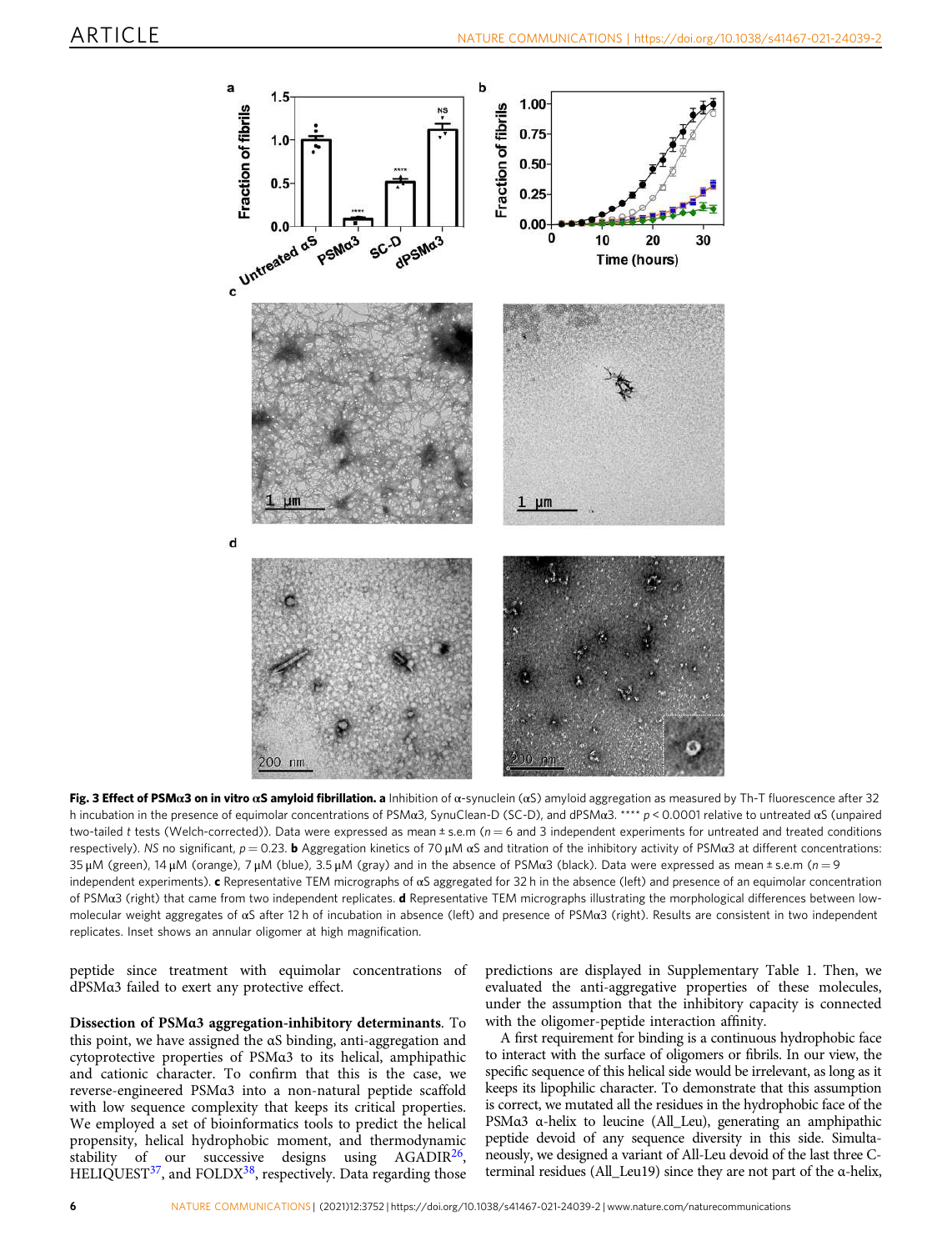**Fig. 3 Effect of PSMα3 on in vitro αS amyloid fibrillation. a** Inhibition of α-synuclein (αS) amyloid aggregation as measured by Th-T fluorescence after 32 h incubation in the presence of equimolar concentrations of PSMα3, SynuClean-D (SC-D), and dPSMα3. **** $p < 0.0001$ relative to untreated αS (unpaired two-tailed *t* tests (Welch-corrected)). Data were expressed as mean ± s.e.m ($n = 6$ and 3 independent experiments for untreated and treated conditions respectively). *NS* no significant, $p = 0.23$. **b** Aggregation kinetics of 70 µM αS and titration of the inhibitory activity of PSMα3 at different concentrations: 35 µM (green), 14 µM (orange), 7 µM (blue), 3.5 µM (gray) and in the absence of PSMα3 (black). Data were expressed as mean ± s.e.m ($n = 9$ independent experiments). **c** Representative TEM micrographs of αS aggregated for 32 h in the absence (left) and presence of an equimolar concentration of PSMα3 (right) that came from two independent replicates. **d** Representative TEM micrographs illustrating the morphological differences between low-molecular weight aggregates of αS after 12 h of incubation in absence (left) and presence of PSMα3 (right). Results are consistent in two independent replicates. Inset shows an annular oligomer at high magnification.

peptide since treatment with equimolar concentrations of dPSMα3 failed to exert any protective effect.

**Dissection of PSMα3 aggregation-inhibitory determinants**. To this point, we have assigned the αS binding, anti-aggregation and cytoprotective properties of PSMα3 to its helical, amphipathic and cationic character. To confirm that this is the case, we reverse-engineered PSMα3 into a non-natural peptide scaffold with low sequence complexity that keeps its critical properties. We employed a set of bioinformatics tools to predict the helical propensity, helical hydrophobic moment, and thermodynamic stability of our successive designs using AGADIR[26], HELIQUEST[37], and FOLDX[38], respectively. Data regarding those predictions are displayed in Supplementary Table 1. Then, we evaluated the anti-aggregative properties of these molecules, under the assumption that the inhibitory capacity is connected with the oligomer-peptide interaction affinity.

A first requirement for binding is a continuous hydrophobic face to interact with the surface of oligomers or fibrils. In our view, the specific sequence of this helical side would be irrelevant, as long as it keeps its lipophilic character. To demonstrate that this assumption is correct, we mutated all the residues in the hydrophobic face of the PSMα3 α-helix to leucine (All_Leu), generating an amphipathic peptide devoid of any sequence diversity in this side. Simultaneously, we designed a variant of All-Leu devoid of the last three C-terminal residues (All_Leu19) since they are not part of the α-helix,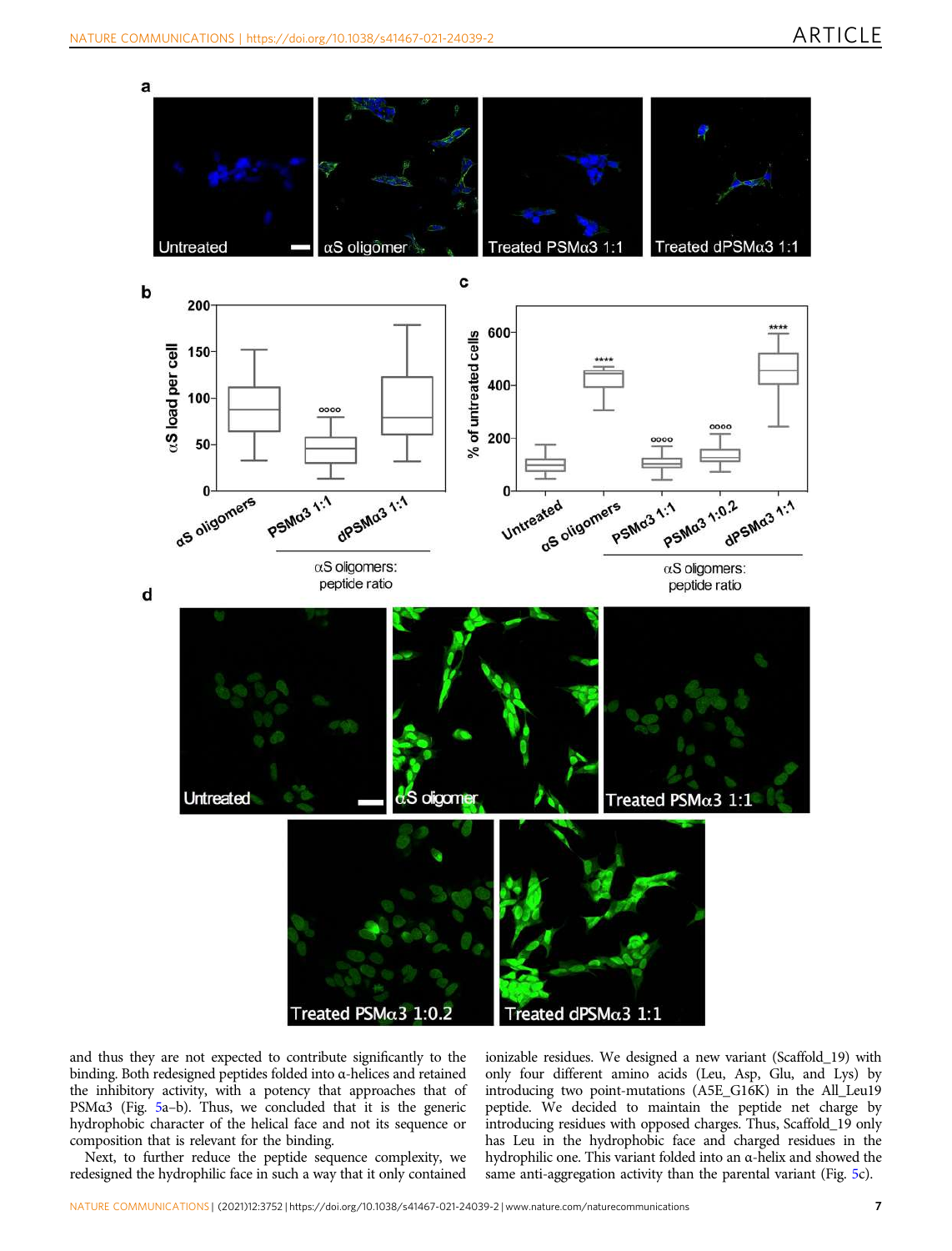and thus they are not expected to contribute significantly to the binding. Both redesigned peptides folded into α-helices and retained the inhibitory activity, with a potency that approaches that of PSMα3 (Fig. 5a–b). Thus, we concluded that it is the generic hydrophobic character of the helical face and not its sequence or composition that is relevant for the binding.

Next, to further reduce the peptide sequence complexity, we redesigned the hydrophilic face in such a way that it only contained ionizable residues. We designed a new variant (Scaffold_19) with only four different amino acids (Leu, Asp, Glu, and Lys) by introducing two point-mutations (A5E_G16K) in the All_Leu19 peptide. We decided to maintain the peptide net charge by introducing residues with opposed charges. Thus, Scaffold_19 only has Leu in the hydrophobic face and charged residues in the hydrophilic one. This variant folded into an α-helix and showed the same anti-aggregation activity than the parental variant (Fig. 5c).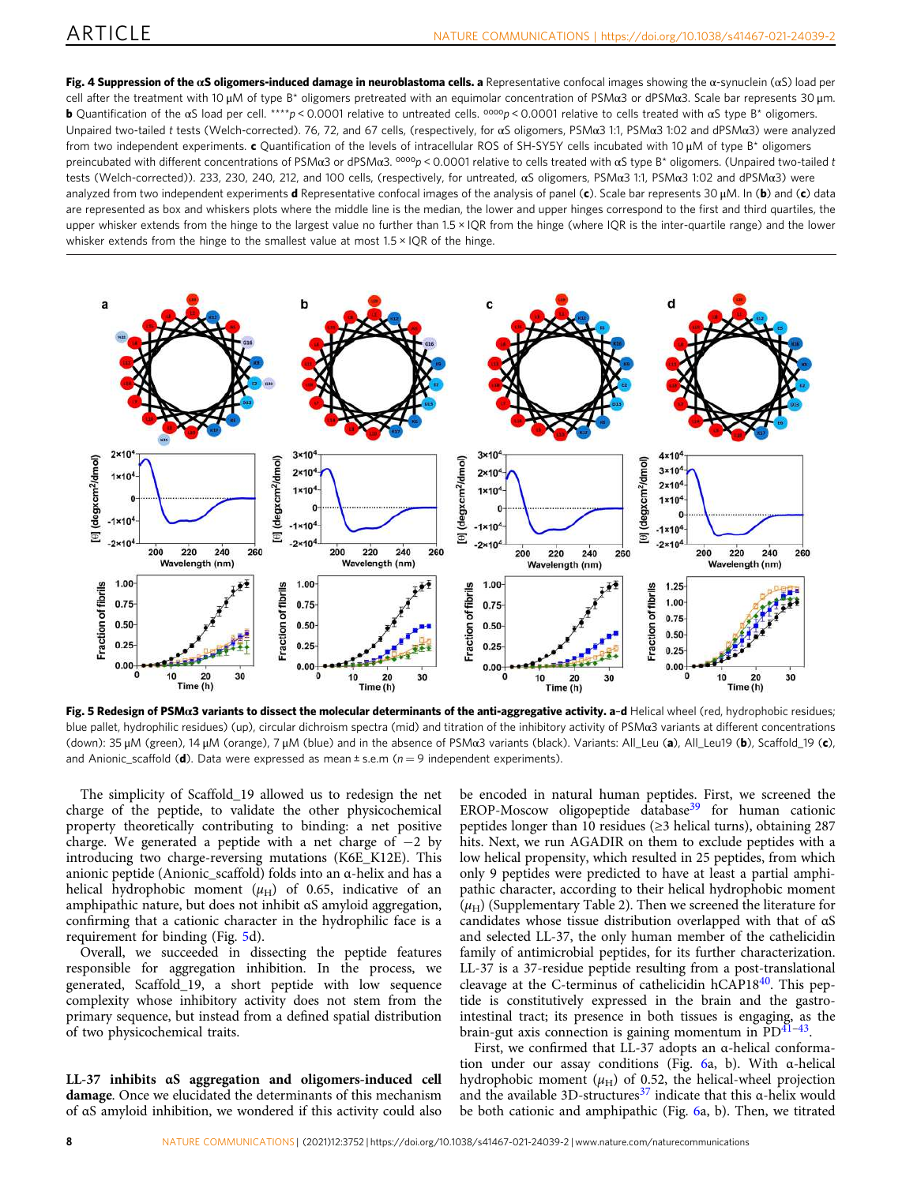**Fig. 4 Suppression of the αS oligomers-induced damage in neuroblastoma cells. a** Representative confocal images showing the α-synuclein (αS) load per cell after the treatment with 10 μM of type B* oligomers pretreated with an equimolar concentration of PSMα3 or dPSMα3. Scale bar represents 30 μm. **b** Quantification of the αS load per cell. ****$p < 0.0001$ relative to untreated cells. °°°°$p < 0.0001$ relative to cells treated with αS type B* oligomers. Unpaired two-tailed t tests (Welch-corrected). 76, 72, and 67 cells, (respectively, for αS oligomers, PSMα3 1:1, PSMα3 1:02 and dPSMα3) were analyzed from two independent experiments. **c** Quantification of the levels of intracellular ROS of SH-SY5Y cells incubated with 10 μM of type B* oligomers preincubated with different concentrations of PSMα3 or dPSMα3. °°°°$p < 0.0001$ relative to cells treated with αS type B* oligomers. (Unpaired two-tailed t tests (Welch-corrected)). 233, 230, 240, 212, and 100 cells, (respectively, for untreated, αS oligomers, PSMα3 1:1, PSMα3 1:02 and dPSMα3) were analyzed from two independent experiments **d** Representative confocal images of the analysis of panel (**c**). Scale bar represents 30 μm. In (**b**) and (**c**) data are represented as box and whiskers plots where the middle line is the median, the lower and upper hinges correspond to the first and third quartiles, the upper whisker extends from the hinge to the largest value no further than 1.5 × IQR from the hinge (where IQR is the inter-quartile range) and the lower whisker extends from the hinge to the smallest value at most 1.5 × IQR of the hinge.

**Fig. 5 Redesign of PSMα3 variants to dissect the molecular determinants of the anti-aggregative activity. a–d** Helical wheel (red, hydrophobic residues; blue pallet, hydrophilic residues) (up), circular dichroism spectra (mid) and titration of the inhibitory activity of PSMα3 variants at different concentrations (down): 35 μM (green), 14 μM (orange), 7 μM (blue) and in the absence of PSMα3 variants (black). Variants: All_Leu (**a**), All_Leu19 (**b**), Scaffold_19 (**c**), and Anionic_scaffold (**d**). Data were expressed as mean ± s.e.m ($n = 9$ independent experiments).

The simplicity of Scaffold_19 allowed us to redesign the net charge of the peptide, to validate the other physicochemical property theoretically contributing to binding: a net positive charge. We generated a peptide with a net charge of −2 by introducing two charge-reversing mutations (K6E_K12E). This anionic peptide (Anionic_scaffold) folds into an α-helix and has a helical hydrophobic moment ($\mu_H$) of 0.65, indicative of an amphipathic nature, but does not inhibit αS amyloid aggregation, confirming that a cationic character in the hydrophilic face is a requirement for binding (Fig. 5d).

Overall, we succeeded in dissecting the peptide features responsible for aggregation inhibition. In the process, we generated, Scaffold_19, a short peptide with low sequence complexity whose inhibitory activity does not stem from the primary sequence, but instead from a defined spatial distribution of two physicochemical traits.

**LL-37 inhibits αS aggregation and oligomers-induced cell damage**. Once we elucidated the determinants of this mechanism of αS amyloid inhibition, we wondered if this activity could also be encoded in natural human peptides. First, we screened the EROP-Moscow oligopeptide database[39] for human cationic peptides longer than 10 residues (≥3 helical turns), obtaining 287 hits. Next, we run AGADIR on them to exclude peptides with a low helical propensity, which resulted in 25 peptides, from which only 9 peptides were predicted to have at least a partial amphipathic character, according to their helical hydrophobic moment ($\mu_H$) (Supplementary Table 2). Then we screened the literature for candidates whose tissue distribution overlapped with that of αS and selected LL-37, the only human member of the cathelicidin family of antimicrobial peptides, for its further characterization. LL-37 is a 37-residue peptide resulting from a post-translational cleavage at the C-terminus of cathelicidin hCAP18[40]. This peptide is constitutively expressed in the brain and the gastrointestinal tract; its presence in both tissues is engaging, as the brain-gut axis connection is gaining momentum in PD[41–43].

First, we confirmed that LL-37 adopts an α-helical conformation under our assay conditions (Fig. 6a, b). With α-helical hydrophobic moment ($\mu_H$) of 0.52, the helical-wheel projection and the available 3D-structures[37] indicate that this α-helix would be both cationic and amphipathic (Fig. 6a, b). Then, we titrated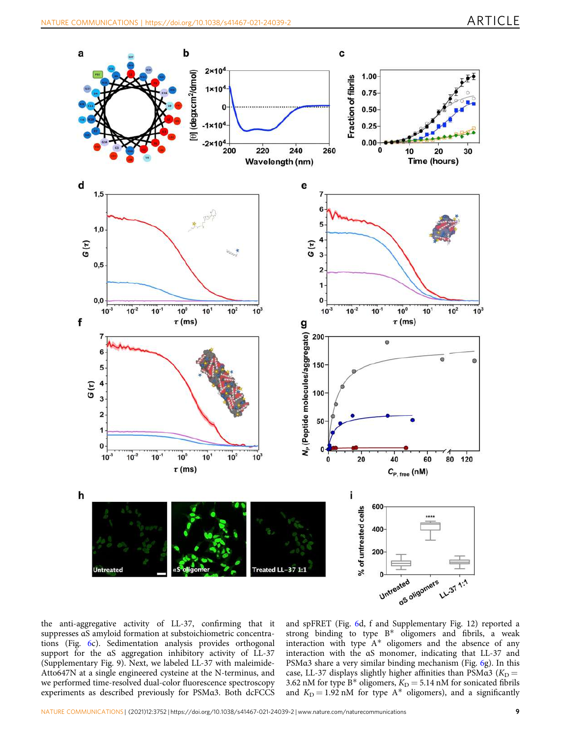the anti-aggregative activity of LL-37, confirming that it suppresses αS amyloid formation at substoichiometric concentrations (Fig. 6c). Sedimentation analysis provides orthogonal support for the αS aggregation inhibitory activity of LL-37 (Supplementary Fig. 9). Next, we labeled LL-37 with maleimide-Atto647N at a single engineered cysteine at the N-terminus, and we performed time-resolved dual-color fluorescence spectroscopy experiments as described previously for PSMα3. Both dcFCCS and spFRET (Fig. 6d, f and Supplementary Fig. 12) reported a strong binding to type B* oligomers and fibrils, a weak interaction with type A* oligomers and the absence of any interaction with the αS monomer, indicating that LL-37 and PSMα3 share a very similar binding mechanism (Fig. 6g). In this case, LL-37 displays slightly higher affinities than PSMα3 ($K_D$ = 3.62 nM for type B* oligomers, $K_D$ = 5.14 nM for sonicated fibrils and $K_D$ = 1.92 nM for type A* oligomers), and a significantly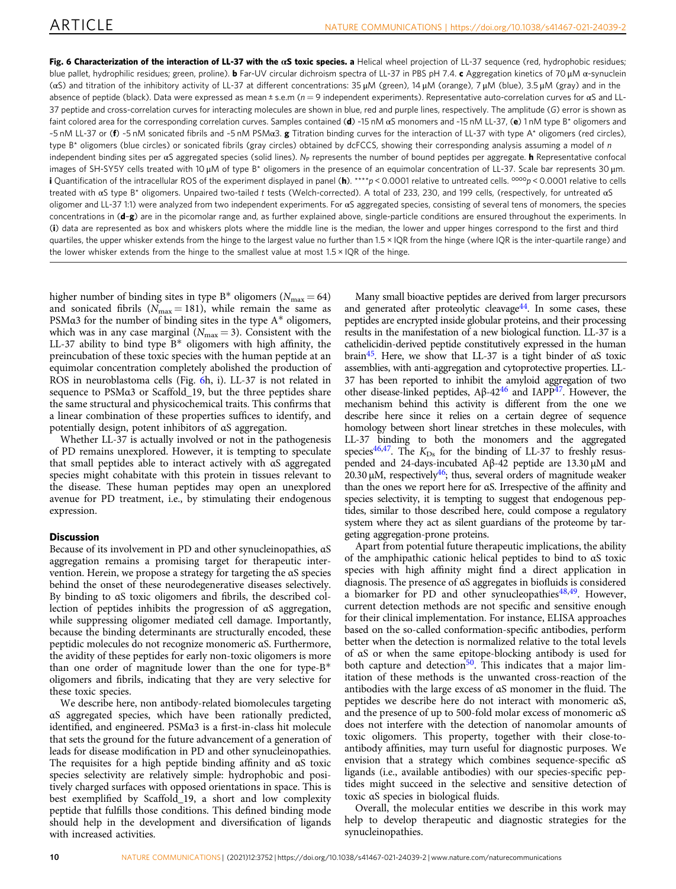**Fig. 6 Characterization of the interaction of LL-37 with the αS toxic species. a** Helical wheel projection of LL-37 sequence (red, hydrophobic residues; blue pallet, hydrophilic residues; green, proline). **b** Far-UV circular dichroism spectra of LL-37 in PBS pH 7.4. **c** Aggregation kinetics of 70 μM α-synuclein (αS) and titration of the inhibitory activity of LL-37 at different concentrations: 35 μM (green), 14 μM (orange), 7 μM (blue), 3.5 μM (gray) and in the absence of peptide (black). Data were expressed as mean ± s.e.m ($n = 9$ independent experiments). Representative auto-correlation curves for αS and LL-37 peptide and cross-correlation curves for interacting molecules are shown in blue, red and purple lines, respectively. The amplitude (*G*) error is shown as faint colored area for the corresponding correlation curves. Samples contained (**d**) ~15 nM αS monomers and ~15 nM LL-37, (**e**) 1 nM type B* oligomers and ~5 nM LL-37 or (**f**) ~5 nM sonicated fibrils and ~5 nM PSMα3. **g** Titration binding curves for the interaction of LL-37 with type A* oligomers (red circles), type B* oligomers (blue circles) or sonicated fibrils (gray circles) obtained by dcFCCS, showing their corresponding analysis assuming a model of *n* independent binding sites per αS aggregated species (solid lines). $N_P$ represents the number of bound peptides per aggregate. **h** Representative confocal images of SH-SY5Y cells treated with 10 μM of type B* oligomers in the presence of an equimolar concentration of LL-37. Scale bar represents 30 μm. **i** Quantification of the intracellular ROS of the experiment displayed in panel (**h**). ****$p < 0.0001$ relative to untreated cells. °°°°$p < 0.0001$ relative to cells treated with αS type B* oligomers. Unpaired two-tailed *t* tests (Welch-corrected). A total of 233, 230, and 199 cells, (respectively, for untreated αS oligomer and LL-37 1:1) were analyzed from two independent experiments. For αS aggregated species, consisting of several tens of monomers, the species concentrations in (**d**–**g**) are in the picomolar range and, as further explained above, single-particle conditions are ensured throughout the experiments. In (**i**) data are represented as box and whiskers plots where the middle line is the median, the lower and upper hinges correspond to the first and third quartiles, the upper whisker extends from the hinge to the largest value no further than 1.5 × IQR from the hinge (where IQR is the inter-quartile range) and the lower whisker extends from the hinge to the smallest value at most 1.5 × IQR of the hinge.

higher number of binding sites in type B* oligomers ($N_{max} = 64$) and sonicated fibrils ($N_{max} = 181$), while remain the same as PSMα3 for the number of binding sites in the type A* oligomers, which was in any case marginal ($N_{max} = 3$). Consistent with the LL-37 ability to bind type B* oligomers with high affinity, the preincubation of these toxic species with the human peptide at an equimolar concentration completely abolished the production of ROS in neuroblastoma cells (Fig. 6h, i). LL-37 is not related in sequence to PSMα3 or Scaffold_19, but the three peptides share the same structural and physicochemical traits. This confirms that a linear combination of these properties suffices to identify, and potentially design, potent inhibitors of αS aggregation.

Whether LL-37 is actually involved or not in the pathogenesis of PD remains unexplored. However, it is tempting to speculate that small peptides able to interact actively with αS aggregated species might cohabitate with this protein in tissues relevant to the disease. These human peptides may open an unexplored avenue for PD treatment, i.e., by stimulating their endogenous expression.

## Discussion

Because of its involvement in PD and other synucleinopathies, αS aggregation remains a promising target for therapeutic intervention. Herein, we propose a strategy for targeting the αS species behind the onset of these neurodegenerative diseases selectively. By binding to αS toxic oligomers and fibrils, the described collection of peptides inhibits the progression of αS aggregation, while suppressing oligomer mediated cell damage. Importantly, because the binding determinants are structurally encoded, these peptidic molecules do not recognize monomeric αS. Furthermore, the avidity of these peptides for early non-toxic oligomers is more than one order of magnitude lower than the one for type-B* oligomers and fibrils, indicating that they are very selective for these toxic species.

We describe here, non antibody-related biomolecules targeting αS aggregated species, which have been rationally predicted, identified, and engineered. PSMα3 is a first-in-class hit molecule that sets the ground for the future advancement of a generation of leads for disease modification in PD and other synucleinopathies. The requisites for a high peptide binding affinity and αS toxic species selectivity are relatively simple: hydrophobic and positively charged surfaces with opposed orientations in space. This is best exemplified by Scaffold_19, a short and low complexity peptide that fulfills those conditions. This defined binding mode should help in the development and diversification of ligands with increased activities.

Many small bioactive peptides are derived from larger precursors and generated after proteolytic cleavage[44]. In some cases, these peptides are encrypted inside globular proteins, and their processing results in the manifestation of a new biological function. LL-37 is a cathelicidin-derived peptide constitutively expressed in the human brain[45]. Here, we show that LL-37 is a tight binder of αS toxic assemblies, with anti-aggregation and cytoprotective properties. LL-37 has been reported to inhibit the amyloid aggregation of two other disease-linked peptides, Aβ-42[46] and IAPP[47]. However, the mechanism behind this activity is different from the one we describe here since it relies on a certain degree of sequence homology between short linear stretches in these molecules, with LL-37 binding to both the monomers and the aggregated species[46,47]. The $K_{Ds}$ for the binding of LL-37 to freshly resuspended and 24-days-incubated Aβ-42 peptide are 13.30 μM and 20.30 μM, respectively[46]; thus, several orders of magnitude weaker than the ones we report here for αS. Irrespective of the affinity and species selectivity, it is tempting to suggest that endogenous peptides, similar to those described here, could compose a regulatory system where they act as silent guardians of the proteome by targeting aggregation-prone proteins.

Apart from potential future therapeutic implications, the ability of the amphipathic cationic helical peptides to bind to αS toxic species with high affinity might find a direct application in diagnosis. The presence of αS aggregates in biofluids is considered a biomarker for PD and other synucleopathies[48,49]. However, current detection methods are not specific and sensitive enough for their clinical implementation. For instance, ELISA approaches based on the so-called conformation-specific antibodies, perform better when the detection is normalized relative to the total levels of αS or when the same epitope-blocking antibody is used for both capture and detection[50]. This indicates that a major limitation of these methods is the unwanted cross-reaction of the antibodies with the large excess of αS monomer in the fluid. The peptides we describe here do not interact with monomeric αS, and the presence of up to 500-fold molar excess of monomeric αS does not interfere with the detection of nanomolar amounts of toxic oligomers. This property, together with their close-to-antibody affinities, may turn useful for diagnostic purposes. We envision that a strategy which combines sequence-specific αS ligands (i.e., available antibodies) with our species-specific peptides might succeed in the selective and sensitive detection of toxic αS species in biological fluids.

Overall, the molecular entities we describe in this work may help to develop therapeutic and diagnostic strategies for the synucleinopathies.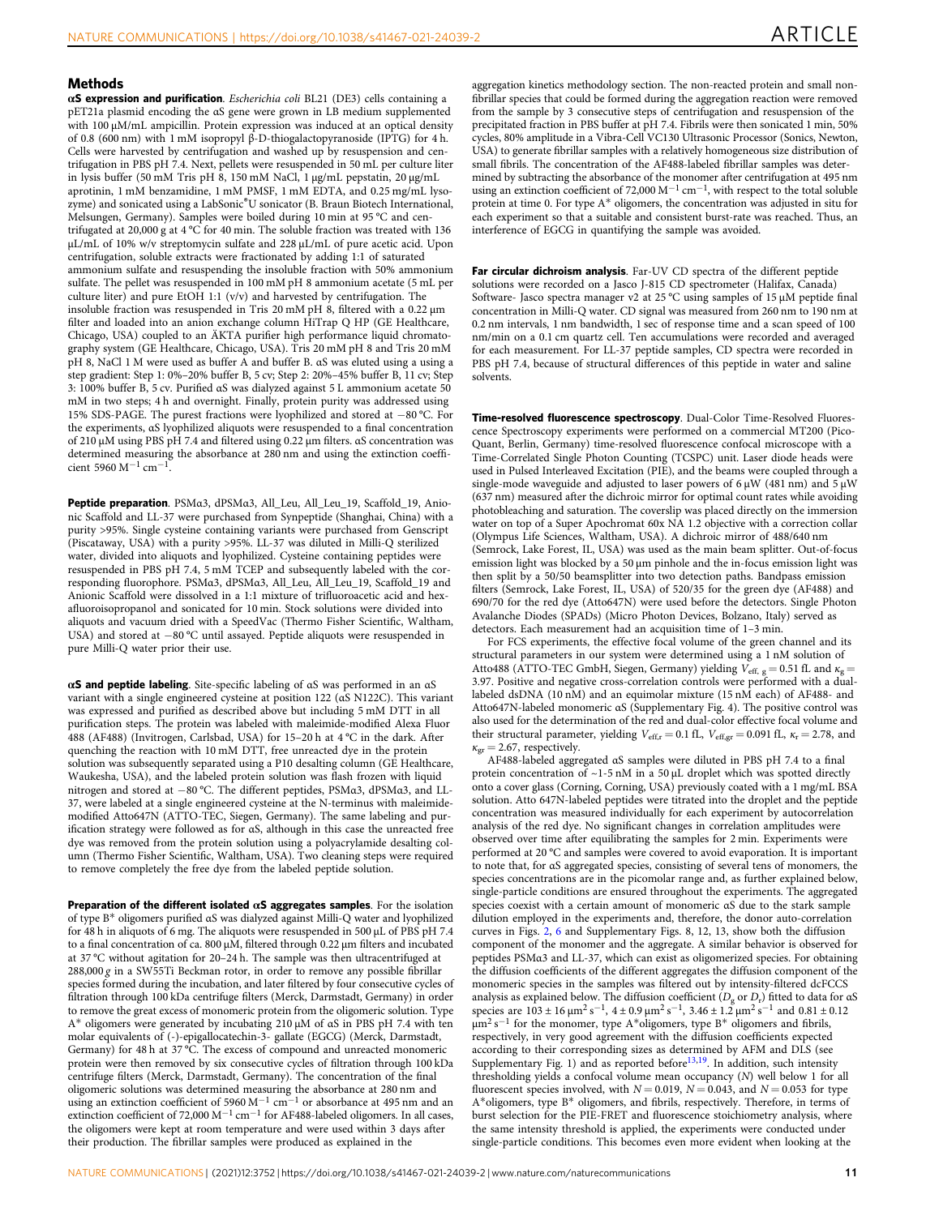## Methods

**αS expression and purification**. *Escherichia coli* BL21 (DE3) cells containing a pET21a plasmid encoding the αS gene were grown in LB medium supplemented with 100 μM/mL ampicillin. Protein expression was induced at an optical density of 0.8 (600 nm) with 1 mM isopropyl β-D-thiogalactopyranoside (IPTG) for 4 h. Cells were harvested by centrifugation and washed up by resuspension and centrifugation in PBS pH 7.4. Next, pellets were resuspended in 50 mL per culture liter in lysis buffer (50 mM Tris pH 8, 150 mM NaCl, 1 μg/mL pepstatin, 20 μg/mL aprotinin, 1 mM benzamidine, 1 mM PMSF, 1 mM EDTA, and 0.25 mg/mL lysozyme) and sonicated using a LabSonic®U sonicator (B. Braun Biotech International, Melsungen, Germany). Samples were boiled during 10 min at 95 °C and centrifugated at 20,000 g at 4 °C for 40 min. The soluble fraction was treated with 136 μL/mL of 10% w/v streptomycin sulfate and 228 μL/mL of pure acetic acid. Upon centrifugation, soluble extracts were fractionated by adding 1:1 of saturated ammonium sulfate and resuspending the insoluble fraction with 50% ammonium sulfate. The pellet was resuspended in 100 mM pH 8 ammonium acetate (5 mL per culture liter) and pure EtOH 1:1 (v/v) and harvested by centrifugation. The insoluble fraction was resuspended in Tris 20 mM pH 8, filtered with a 0.22 μm filter and loaded into an anion exchange column HiTrap Q HP (GE Healthcare, Chicago, USA) coupled to an ÄKTA purifier high performance liquid chromatography system (GE Healthcare, Chicago, USA). Tris 20 mM pH 8 and Tris 20 mM pH 8, NaCl 1 M were used as buffer A and buffer B. αS was eluted using a using a step gradient: Step 1: 0%–20% buffer B, 5 cv; Step 2: 20%–45% buffer B, 11 cv; Step 3: 100% buffer B, 5 cv. Purified αS was dialyzed against 5 L ammonium acetate 50 mM in two steps; 4 h and overnight. Finally, protein purity was addressed using 15% SDS-PAGE. The purest fractions were lyophilized and stored at −80 °C. For the experiments, αS lyophilized aliquots were resuspended to a final concentration of 210 μM using PBS pH 7.4 and filtered using 0.22 μm filters. αS concentration was determined measuring the absorbance at 280 nm and using the extinction coefficient 5960 $M^{-1}\,cm^{-1}$.

**Peptide preparation**. PSMα3, dPSMα3, All_Leu, All_Leu_19, Scaffold_19, Anionic Scaffold and LL-37 were purchased from Synpeptide (Shanghai, China) with a purity >95%. Single cysteine containing variants were purchased from Genscript (Piscataway, USA) with a purity >95%. LL-37 was diluted in Milli-Q sterilized water, divided into aliquots and lyophilized. Cysteine containing peptides were resuspended in PBS pH 7.4, 5 mM TCEP and subsequently labeled with the corresponding fluorophore. PSMα3, dPSMα3, All_Leu, All_Leu_19, Scaffold_19 and Anionic Scaffold were dissolved in a 1:1 mixture of trifluoroacetic acid and hexafluoroisopropanol and sonicated for 10 min. Stock solutions were divided into aliquots and vacuum dried with a SpeedVac (Thermo Fisher Scientific, Waltham, USA) and stored at −80 °C until assayed. Peptide aliquots were resuspended in pure Milli-Q water prior their use.

**αS and peptide labeling**. Site-specific labeling of αS was performed in an αS variant with a single engineered cysteine at position 122 (αS N122C). This variant was expressed and purified as described above but including 5 mM DTT in all purification steps. The protein was labeled with maleimide-modified Alexa Fluor 488 (AF488) (Invitrogen, Carlsbad, USA) for 15–20 h at 4 °C in the dark. After quenching the reaction with 10 mM DTT, free unreacted dye in the protein solution was subsequently separated using a P10 desalting column (GE Healthcare, Waukesha, USA), and the labeled protein solution was flash frozen with liquid nitrogen and stored at −80 °C. The different peptides, PSMα3, dPSMα3, and LL-37, were labeled at a single engineered cysteine at the N-terminus with maleimide-modified Atto647N (ATTO-TEC, Siegen, Germany). The same labeling and purification strategy were followed as for αS, although in this case the unreacted free dye was removed from the protein solution using a polyacrylamide desalting column (Thermo Fisher Scientific, Waltham, USA). Two cleaning steps were required to remove completely the free dye from the labeled peptide solution.

**Preparation of the different isolated αS aggregates samples**. For the isolation of type B* oligomers purified αS was dialyzed against Milli-Q water and lyophilized for 48 h in aliquots of 6 mg. The aliquots were resuspended in 500 μL of PBS pH 7.4 to a final concentration of ca. 800 μM, filtered through 0.22 μm filters and incubated at 37 °C without agitation for 20–24 h. The sample was then ultracentrifuged at 288,000 *g* in a SW55Ti Beckman rotor, in order to remove any possible fibrillar species formed during the incubation, and later filtered by four consecutive cycles of filtration through 100 kDa centrifuge filters (Merck, Darmstadt, Germany) in order to remove the great excess of monomeric protein from the oligomeric solution. Type A* oligomers were generated by incubating 210 μM of αS in PBS pH 7.4 with ten molar equivalents of (-)-epigallocatechin-3- gallate (EGCG) (Merck, Darmstadt, Germany) for 48 h at 37 °C. The excess of compound and unreacted monomeric protein were then removed by six consecutive cycles of filtration through 100 kDa centrifuge filters (Merck, Darmstadt, Germany). The concentration of the final oligomeric solutions was determined measuring the absorbance at 280 nm and using an extinction coefficient of 5960 $M^{-1}\,cm^{-1}$ or absorbance at 495 nm and an extinction coefficient of 72,000 $M^{-1}\,cm^{-1}$ for AF488-labeled oligomers. In all cases, the oligomers were kept at room temperature and were used within 3 days after their production. The fibrillar samples were produced as explained in the aggregation kinetics methodology section. The non-reacted protein and small non-fibrillar species that could be formed during the aggregation reaction were removed from the sample by 3 consecutive steps of centrifugation and resuspension of the precipitated fraction in PBS buffer at pH 7.4. Fibrils were then sonicated 1 min, 50% cycles, 80% amplitude in a Vibra-Cell VC130 Ultrasonic Processor (Sonics, Newton, USA) to generate fibrillar samples with a relatively homogeneous size distribution of small fibrils. The concentration of the AF488-labeled fibrillar samples was determined by subtracting the absorbance of the monomer after centrifugation at 495 nm using an extinction coefficient of 72,000 $M^{-1}\,cm^{-1}$, with respect to the total soluble protein at time 0. For type A* oligomers, the concentration was adjusted in situ for each experiment so that a suitable and consistent burst-rate was reached. Thus, an interference of EGCG in quantifying the sample was avoided.

**Far circular dichroism analysis**. Far-UV CD spectra of the different peptide solutions were recorded on a Jasco J-815 CD spectrometer (Halifax, Canada) Software- Jasco spectra manager v2 at 25 °C using samples of 15 μM peptide final concentration in Milli-Q water. CD signal was measured from 260 nm to 190 nm at 0.2 nm intervals, 1 nm bandwidth, 1 sec of response time and a scan speed of 100 nm/min on a 0.1 cm quartz cell. Ten accumulations were recorded and averaged for each measurement. For LL-37 peptide samples, CD spectra were recorded in PBS pH 7.4, because of structural differences of this peptide in water and saline solvents.

**Time-resolved fluorescence spectroscopy**. Dual-Color Time-Resolved Fluorescence Spectroscopy experiments were performed on a commercial MT200 (PicoQuant, Berlin, Germany) time-resolved fluorescence confocal microscope with a Time-Correlated Single Photon Counting (TCSPC) unit. Laser diode heads were used in Pulsed Interleaved Excitation (PIE), and the beams were coupled through a single-mode waveguide and adjusted to laser powers of 6 μW (481 nm) and 5 μW (637 nm) measured after the dichroic mirror for optimal count rates while avoiding photobleaching and saturation. The coverslip was placed directly on the immersion water on top of a Super Apochromat 60x NA 1.2 objective with a correction collar (Olympus Life Sciences, Waltham, USA). A dichroic mirror of 488/640 nm (Semrock, Lane Forest, IL, USA) was used as the main beam splitter. Out-of-focus emission light was blocked by a 50 μm pinhole and the in-focus emission light was then split by a 50/50 beamsplitter into two detection paths. Bandpass emission filters (Semrock, Lake Forest, IL, USA) of 520/35 for the green dye (AF488) and 690/70 for the red dye (Atto647N) were used before the detectors. Single Photon Avalanche Diodes (SPADs) (Micro Photon Devices, Bolzano, Italy) served as detectors. Each measurement had an acquisition time of 1–3 min.

For FCS experiments, the effective focal volume of the green channel and its structural parameters in our system were determined using a 1 nM solution of Atto488 (ATTO-TEC GmbH, Siegen, Germany) yielding $V_{eff,\,g} = 0.51$ fL and $\kappa_g = 3.97$. Positive and negative cross-correlation controls were performed with a dual-labeled dsDNA (10 nM) and an equimolar mixture (15 nM each) of AF488- and Atto647N-labeled monomeric αS (Supplementary Fig. 4). The positive control was also used for the determination of the red and dual-color effective focal volume and their structural parameter, yielding $V_{eff,r} = 0.1$ fL, $V_{eff,gr} = 0.091$ fL, $\kappa_r = 2.78$, and $\kappa_{gr} = 2.67$, respectively.

AF488-labeled aggregated αS samples were diluted in PBS pH 7.4 to a final protein concentration of ~1-5 nM in a 50 μL droplet which was spotted directly onto a cover glass (Corning, Corning, USA) previously coated with a 1 mg/mL BSA solution. Atto 647N-labeled peptides were titrated into the droplet and the peptide concentration was measured individually for each experiment by autocorrelation analysis of the red dye. No significant changes in correlation amplitudes were observed over time after equilibrating the samples for 2 min. Experiments were performed at 20 °C and samples were covered to avoid evaporation. It is important to note that, for αS aggregated species, consisting of several tens of monomers, the species concentrations are in the picomolar range and, as further explained below, single-particle conditions are ensured throughout the experiments. The aggregated species coexist with a certain amount of monomeric αS due to the stark sample dilution employed in the experiments and, therefore, the donor auto-correlation curves in Figs. 2, 6 and Supplementary Figs. 8, 12, 13, show both the diffusion component of the monomer and the aggregate. A similar behavior is observed for peptides PSMα3 and LL-37, which can exist as oligomerized species. For obtaining the diffusion coefficients of the different aggregates the diffusion component of the monomeric species in the samples was filtered out by intensity-filtered dcFCCS analysis as explained below. The diffusion coefficient ($D_g$ or $D_r$) fitted to data for αS species are 103 ± 16 $\mu m^2\,s^{-1}$, 4 ± 0.9 $\mu m^2\,s^{-1}$, 3.46 ± 1.2 $\mu m^2\,s^{-1}$ and 0.81 ± 0.12 $\mu m^2\,s^{-1}$ for the monomer, type A*oligomers, type B* oligomers and fibrils, respectively, in very good agreement with the diffusion coefficients expected according to their corresponding sizes as determined by AFM and DLS (see Supplementary Fig. 1) and as reported before[13,19]. In addition, such intensity thresholding yields a confocal volume mean occupancy ($N$) well below 1 for all fluorescent species involved, with $N = 0.019$, $N = 0.043$, and $N = 0.053$ for type A*oligomers, type B* oligomers, and fibrils, respectively. Therefore, in terms of burst selection for the PIE-FRET and fluorescence stoichiometry analysis, where the same intensity threshold is applied, the experiments were conducted under single-particle conditions. This becomes even more evident when looking at the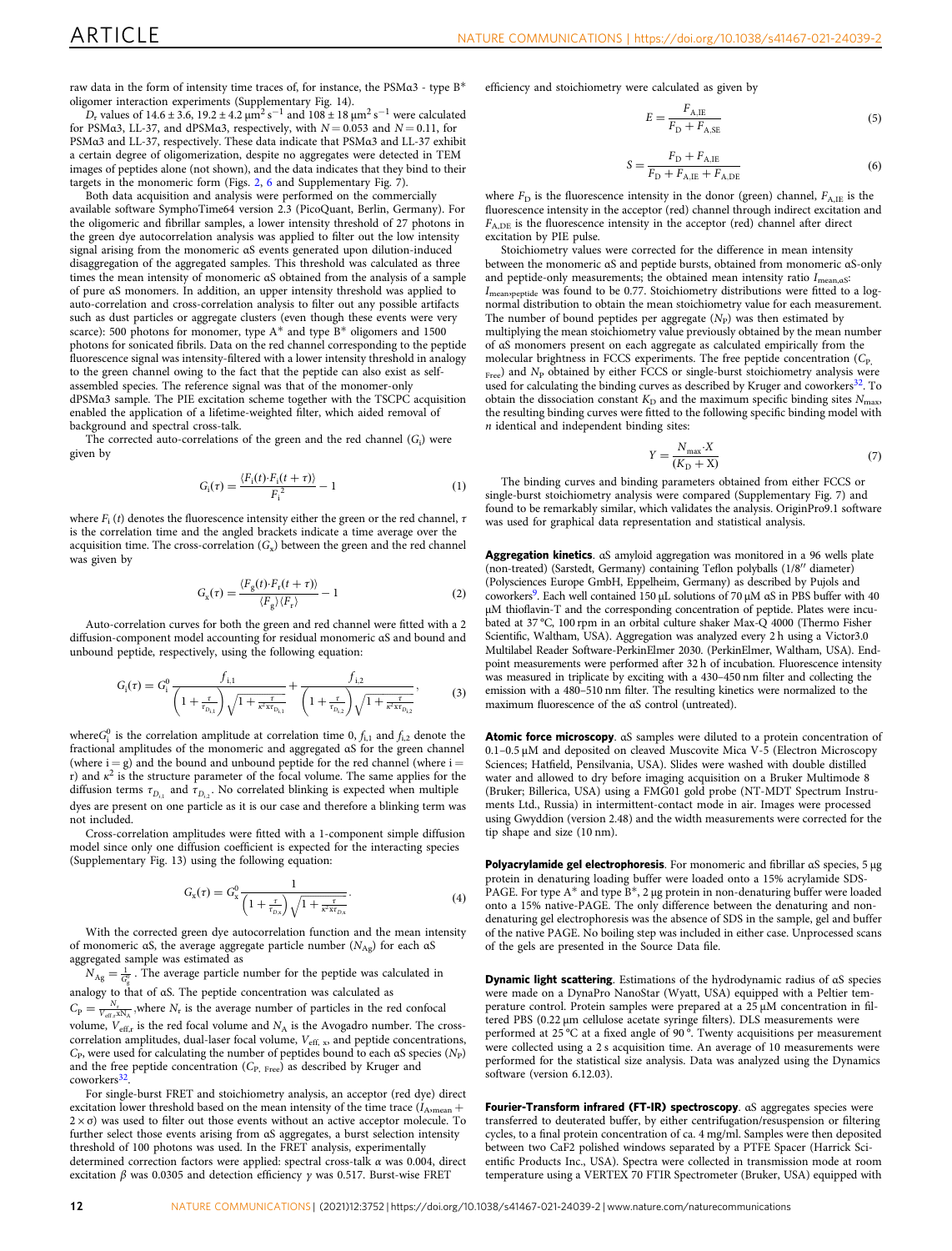raw data in the form of intensity time traces of, for instance, the PSMα3 - type B* oligomer interaction experiments (Supplementary Fig. 14).

$D_r$ values of 14.6 ± 3.6, 19.2 ± 4.2 µm² s⁻¹ and 108 ± 18 µm² s⁻¹ were calculated for PSMα3, LL-37, and dPSMα3, respectively, with $N = 0.053$ and $N = 0.11$, for PSMα3 and LL-37, respectively. These data indicate that PSMα3 and LL-37 exhibit a certain degree of oligomerization, despite no aggregates were detected in TEM images of peptides alone (not shown), and the data indicate that they bind to their targets in the monomeric form (Figs. 2, 6 and Supplementary Fig. 7).

Both data acquisition and analysis were performed on the commercially available software SymphoTime64 version 2.3 (PicoQuant, Berlin, Germany). For the oligomeric and fibrillar samples, a lower intensity threshold of 27 photons in the green dye autocorrelation analysis was applied to filter out the low intensity signal arising from the monomeric αS events generated upon dilution-induced disaggregation of the aggregated samples. This threshold was calculated as three times the mean intensity of monomeric αS obtained from the analysis of a sample of pure αS monomers. In addition, an upper intensity threshold was applied to auto-correlation and cross-correlation analysis to filter out any possible artifacts such as dust particles or aggregate clusters (even though these events were very scarce): 500 photons for monomer, type A* and type B* oligomers and 1500 photons for sonicated fibrils. Data on the red channel corresponding to the peptide fluorescence signal was intensity-filtered with a lower intensity threshold in analogy to the green channel owing to the fact that the peptide can also exist as self-assembled species. The reference signal was that of the monomer-only dPSMα3 sample. The PIE excitation scheme together with the TSCPC acquisition enabled the application of a lifetime-weighted filter, which aided removal of background and spectral cross-talk.

The corrected auto-correlations of the green and the red channel ($G_i$) were given by

$$G_i(\tau) = \frac{\langle F_i(t) \cdot F_i(t+\tau) \rangle}{F_i^2} - 1 \tag{1}$$

where $F_i(t)$ denotes the fluorescence intensity either the green or the red channel, $\tau$ is the correlation time and the angled brackets indicate a time average over the acquisition time. The cross-correlation ($G_x$) between the green and the red channel was given by

$$G_x(\tau) = \frac{\langle F_g(t) \cdot F_r(t+\tau) \rangle}{\langle F_g \rangle \langle F_r \rangle} - 1 \tag{2}$$

Auto-correlation curves for both the green and red channel were fitted with a 2 diffusion-component model accounting for residual monomeric αS and bound and unbound peptide, respectively, using the following equation:

$$G_i(\tau) = G_i^0 \frac{f_{i,1}}{\left(1+\frac{\tau}{\tau_{D_{i,1}}}\right)\sqrt{1+\frac{\tau}{\kappa^2 x \tau_{D_{i,1}}}}} + \frac{f_{i,2}}{\left(1+\frac{\tau}{\tau_{D_{i,2}}}\right)\sqrt{1+\frac{\tau}{\kappa^2 x \tau_{D_{i,2}}}}}, \tag{3}$$

where $G_i^0$ is the correlation amplitude at correlation time 0, $f_{i,1}$ and $f_{i,2}$ denote the fractional amplitudes of the monomeric and aggregated αS for the green channel (where i = g) and the bound and unbound peptide for the red channel (where i = r) and $\kappa^2$ is the structure parameter of the focal volume. The same applies for the diffusion terms $\tau_{D_{i,1}}$ and $\tau_{D_{i,2}}$. No correlated blinking is expected when multiple dyes are present on one particle as it is our case and therefore a blinking term was not included.

Cross-correlation amplitudes were fitted with a 1-component simple diffusion model since only one diffusion coefficient is expected for the interacting species (Supplementary Fig. 13) using the following equation:

$$G_x(\tau) = G_x^0 \frac{1}{\left(1+\frac{\tau}{\tau_{D,x}}\right)\sqrt{1+\frac{\tau}{\kappa^2 x \tau_{D,x}}}}. \tag{4}$$

With the corrected green dye autocorrelation function and the mean intensity of monomeric αS, the average aggregate particle number ($N_{Ag}$) for each αS aggregated sample was estimated as

$N_{Ag} = \frac{1}{G_g^0}$. The average particle number for the peptide was calculated in analogy to that of αS. The peptide concentration was calculated as $C_P = \frac{N_r}{V_{eff,r} x N_A}$, where $N_r$ is the average number of particles in the red confocal volume, $V_{eff,r}$ is the red focal volume and $N_A$ is the Avogadro number. The cross-correlation amplitudes, dual-laser focal volume, $V_{eff,x}$, and peptide concentrations, $C_P$, were used for calculating the number of peptides bound to each αS species ($N_P$) and the free peptide concentration ($C_{P,Free}$) as described by Kruger and coworkers[32].

For single-burst FRET and stoichiometry analysis, an acceptor (red dye) direct excitation lower threshold based on the mean intensity of the time trace ($I_{A,mean} + 2 \times \sigma$) was used to filter out those events without an active acceptor molecule. To further select those events arising from αS aggregates, a burst selection intensity threshold of 100 photons was used. In the FRET analysis, experimentally determined correction factors were applied: spectral cross-talk $\alpha$ was 0.004, direct excitation $\beta$ was 0.0305 and detection efficiency $\gamma$ was 0.517. Burst-wise FRET efficiency and stoichiometry were calculated as given by

$$E = \frac{F_{A,IE}}{F_D + F_{A,SE}} \tag{5}$$

$$S = \frac{F_D + F_{A,IE}}{F_D + F_{A,IE} + F_{A,DE}} \tag{6}$$

where $F_D$ is the fluorescence intensity in the donor (green) channel, $F_{A,IE}$ is the fluorescence intensity in the acceptor (red) channel through indirect excitation and $F_{A,DE}$ is the fluorescence intensity in the acceptor (red) channel after direct excitation by PIE pulse.

Stoichiometry values were corrected for the difference in mean intensity between the monomeric αS and peptide bursts, obtained from monomeric αS-only and peptide-only measurements; the obtained mean intensity ratio $I_{mean,αS}$: $I_{mean,peptide}$ was found to be 0.77. Stoichiometry distributions were fitted to a log-normal distribution to obtain the mean stoichiometry value for each measurement. The number of bound peptides per aggregate ($N_P$) was then estimated by multiplying the mean stoichiometry value previously obtained by the mean number of αS monomers present on each aggregate as calculated empirically from the molecular brightness in FCCS experiments. The free peptide concentration ($C_{P,Free}$) and $N_P$ obtained by either FCCS or single-burst stoichiometry analysis were used for calculating the binding curves as described by Kruger and coworkers[32]. To obtain the dissociation constant $K_D$ and the maximum specific binding sites $N_{max}$, the resulting binding curves were fitted to the following specific binding model with $n$ identical and independent binding sites:

$$Y = \frac{N_{max} \cdot X}{(K_D + X)} \tag{7}$$

The binding curves and binding parameters obtained from either FCCS or single-burst stoichiometry analysis were compared (Supplementary Fig. 7) and found to be remarkably similar, which validates the analysis. OriginPro9.1 software was used for graphical data representation and statistical analysis.

**Aggregation kinetics**. αS amyloid aggregation was monitored in a 96 wells plate (non-treated) (Sarstedt, Germany) containing Teflon polyballs (1/8″ diameter) (Polysciences Europe GmbH, Eppelheim, Germany) as described by Pujols and coworkers[9]. Each well contained 150 µL solutions of 70 µM αS in PBS buffer with 40 µM thioflavin-T and the corresponding concentration of peptide. Plates were incubated at 37 °C, 100 rpm in an orbital culture shaker Max-Q 4000 (Thermo Fisher Scientific, Waltham, USA). Aggregation was analyzed every 2 h using a Victor3.0 Multilabel Reader Software-PerkinElmer 2030. (PerkinElmer, Waltham, USA). End-point measurements were performed after 32 h of incubation. Fluorescence intensity was measured in triplicate by exciting with a 430–450 nm filter and collecting the emission with a 480–510 nm filter. The resulting kinetics were normalized to the maximum fluorescence of the αS control (untreated).

**Atomic force microscopy**. αS samples were diluted to a protein concentration of 0.1–0.5 µM and deposited on cleaved Muscovite Mica V-5 (Electron Microscopy Sciences; Hatfield, Pensilvania, USA). Slides were washed with double distilled water and allowed to dry before imaging acquisition on a Bruker Multimode 8 (Bruker; Billerica, USA) using a FMG01 gold probe (NT-MDT Spectrum Instruments Ltd., Russia) in intermittent-contact mode in air. Images were processed using Gwyddion (version 2.48) and the width measurements were corrected for the tip shape and size (10 nm).

**Polyacrylamide gel electrophoresis**. For monomeric and fibrillar αS species, 5 µg protein in denaturing loading buffer were loaded onto a 15% acrylamide SDS-PAGE. For type A* and type B*, 2 µg protein in non-denaturing buffer were loaded onto a 15% native-PAGE. The only difference between the denaturing and non-denaturing gel electrophoresis was the absence of SDS in the sample, gel and buffer of the native PAGE. No boiling step was included in either case. Unprocessed scans of the gels are presented in the Source Data file.

**Dynamic light scattering**. Estimations of the hydrodynamic radius of αS species were made on a DynaPro NanoStar (Wyatt, USA) equipped with a Peltier temperature control. Protein samples were prepared at a 25 µM concentration in filtered PBS (0.22 µm cellulose acetate syringe filters). DLS measurements were performed at 25 °C at a fixed angle of 90 °. Twenty acquisitions per measurement were collected using a 2 s acquisition time. An average of 10 measurements were performed for the statistical size analysis. Data was analyzed using the Dynamics software (version 6.12.03).

**Fourier-Transform infrared (FT-IR) spectroscopy**. αS aggregates species were transferred to deuterated buffer, by either centrifugation/resuspension or filtering cycles, to a final protein concentration of ca. 4 mg/ml. Samples were then deposited between two CaF2 polished windows separated by a PTFE Spacer (Harrick Scientific Products Inc., USA). Spectra were collected in transmission mode at room temperature using a VERTEX 70 FTIR Spectrometer (Bruker, USA) equipped with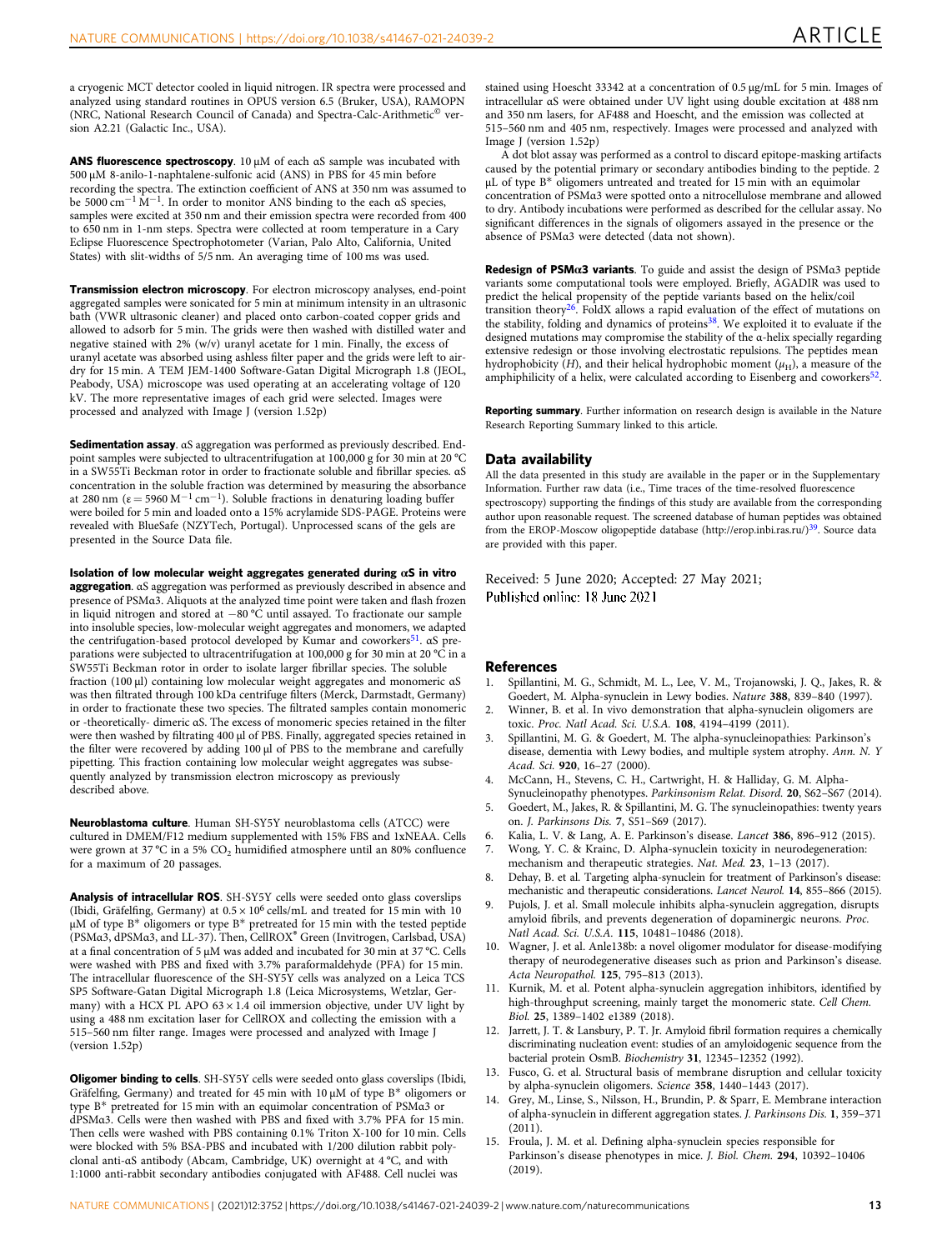a cryogenic MCT detector cooled in liquid nitrogen. IR spectra were processed and analyzed using standard routines in OPUS version 6.5 (Bruker, USA), RAMOPN (NRC, National Research Council of Canada) and Spectra-Calc-Arithmetic© version A2.21 (Galactic Inc., USA).

**ANS fluorescence spectroscopy**. 10 µM of each αS sample was incubated with 500 µM 8-anilo-1-naphtalene-sulfonic acid (ANS) in PBS for 45 min before recording the spectra. The extinction coefficient of ANS at 350 nm was assumed to be 5000 $cm^{-1}$ $M^{-1}$. In order to monitor ANS binding to the each αS species, samples were excited at 350 nm and their emission spectra were recorded from 400 to 650 nm in 1-nm steps. Spectra were collected at room temperature in a Cary Eclipse Fluorescence Spectrophotometer (Varian, Palo Alto, California, United States) with slit-widths of 5/5 nm. An averaging time of 100 ms was used.

**Transmission electron microscopy**. For electron microscopy analyses, end-point aggregated samples were sonicated for 5 min at minimum intensity in an ultrasonic bath (VWR ultrasonic cleaner) and placed onto carbon-coated copper grids and allowed to adsorb for 5 min. The grids were then washed with distilled water and negative stained with 2% (w/v) uranyl acetate for 1 min. Finally, the excess of uranyl acetate was absorbed using ashless filter paper and the grids were left to air-dry for 15 min. A TEM JEM-1400 Software-Gatan Digital Micrograph 1.8 (JEOL, Peabody, USA) microscope was used operating at an accelerating voltage of 120 kV. The more representative images of each grid were selected. Images were processed and analyzed with Image J (version 1.52p)

**Sedimentation assay**. αS aggregation was performed as previously described. End-point samples were subjected to ultracentrifugation at 100,000 g for 30 min at 20 °C in a SW55Ti Beckman rotor in order to fractionate soluble and fibrillar species. αS concentration in the soluble fraction was determined by measuring the absorbance at 280 nm (ε = 5960 $M^{-1}$ $cm^{-1}$). Soluble fractions in denaturing loading buffer were boiled for 5 min and loaded onto a 15% acrylamide SDS-PAGE. Proteins were revealed with BlueSafe (NZYTech, Portugal). Unprocessed scans of the gels are presented in the Source Data file.

**Isolation of low molecular weight aggregates generated during αS in vitro aggregation**. αS aggregation was performed as previously described in absence and presence of PSMα3. Aliquots at the analyzed time point were taken and flash frozen in liquid nitrogen and stored at −80 °C until assayed. To fractionate our sample into insoluble species, low-molecular weight aggregates and monomers, we adapted the centrifugation-based protocol developed by Kumar and coworkers[51]. αS preparations were subjected to ultracentrifugation at 100,000 g for 30 min at 20 °C in a SW55Ti Beckman rotor in order to isolate larger fibrillar species. The soluble fraction (100 µl) containing low molecular weight aggregates and monomeric αS was then filtrated through 100 kDa centrifuge filters (Merck, Darmstadt, Germany) in order to fractionate these two species. The filtrated samples contain monomeric or -theoretically- dimeric αS. The excess of monomeric species retained in the filter were then washed by filtrating 400 µl of PBS. Finally, aggregated species retained in the filter were recovered by adding 100 µl of PBS to the membrane and carefully pipetting. This fraction containing low molecular weight aggregates was subsequently analyzed by transmission electron microscopy as previously described above.

**Neuroblastoma culture**. Human SH-SY5Y neuroblastoma cells (ATCC) were cultured in DMEM/F12 medium supplemented with 15% FBS and 1xNEAA. Cells were grown at 37 °C in a 5% $CO_2$ humidified atmosphere until an 80% confluence for a maximum of 20 passages.

**Analysis of intracellular ROS**. SH-SY5Y cells were seeded onto glass coverslips (Ibidi, Gräfelfing, Germany) at $0.5 \times 10^6$ cells/mL and treated for 15 min with 10 µM of type B* oligomers or type B* pretreated for 15 min with the tested peptide (PSMα3, dPSMα3, and LL-37). Then, CellROX® Green (Invitrogen, Carlsbad, USA) at a final concentration of 5 µM was added and incubated for 30 min at 37 °C. Cells were washed with PBS and fixed with 3.7% paraformaldehyde (PFA) for 15 min. The intracellular fluorescence of the SH-SY5Y cells was analyzed on a Leica TCS SP5 Software-Gatan Digital Micrograph 1.8 (Leica Microsystems, Wetzlar, Germany) with a HCX PL APO 63 × 1.4 oil immersion objective, under UV light by using a 488 nm excitation laser for CellROX and collecting the emission with a 515–560 nm filter range. Images were processed and analyzed with Image J (version 1.52p)

**Oligomer binding to cells**. SH-SY5Y cells were seeded onto glass coverslips (Ibidi, Gräfelfing, Germany) and treated for 45 min with 10 µM of type B* oligomers or type B* pretreated for 15 min with an equimolar concentration of PSMα3 or dPSMα3. Cells were then washed with PBS and fixed with 3.7% PFA for 15 min. Then cells were washed with PBS containing 0.1% Triton X-100 for 10 min. Cells were blocked with 5% BSA-PBS and incubated with 1/200 dilution rabbit polyclonal anti-αS antibody (Abcam, Cambridge, UK) overnight at 4 °C, and with 1:1000 anti-rabbit secondary antibodies conjugated with AF488. Cell nuclei was stained using Hoescht 33342 at a concentration of 0.5 µg/mL for 5 min. Images of intracellular αS were obtained under UV light using double excitation at 488 nm and 350 nm lasers, for AF488 and Hoescht, and the emission was collected at 515–560 nm and 405 nm, respectively. Images were processed and analyzed with Image J (version 1.52p)

A dot blot assay was performed as a control to discard epitope-masking artifacts caused by the potential primary or secondary antibodies binding to the peptide. 2 µL of type B* oligomers untreated and treated for 15 min with an equimolar concentration of PSMα3 were spotted onto a nitrocellulose membrane and allowed to dry. Antibody incubations were performed as described for the cellular assay. No significant differences in the signals of oligomers assayed in the presence or the absence of PSMα3 were detected (data not shown).

**Redesign of PSMα3 variants**. To guide and assist the design of PSMα3 peptide variants some computational tools were employed. Briefly, AGADIR was used to predict the helical propensity of the peptide variants based on the helix/coil transition theory[26]. FoldX allows a rapid evaluation of the effect of mutations on the stability, folding and dynamics of proteins[38]. We exploited it to evaluate if the designed mutations may compromise the stability of the α-helix specially regarding extensive redesign or those involving electrostatic repulsions. The peptides mean hydrophobicity ($H$), and their helical hydrophobic moment ($\mu_H$), a measure of the amphiphilicity of a helix, were calculated according to Eisenberg and coworkers[52].

**Reporting summary**. Further information on research design is available in the Nature Research Reporting Summary linked to this article.

## Data availability

All the data presented in this study are available in the paper or in the Supplementary Information. Further raw data (i.e., Time traces of the time-resolved fluorescence spectroscopy) supporting the findings of this study are available from the corresponding author upon reasonable request. The screened database of human peptides was obtained from the EROP-Moscow oligopeptide database (http://erop.inbi.ras.ru/)[39]. Source data are provided with this paper.

Received: 5 June 2020; Accepted: 27 May 2021;
Published online: 18 June 2021

## References

1. Spillantini, M. G., Schmidt, M. L., Lee, V. M., Trojanowski, J. Q., Jakes, R. & Goedert, M. Alpha-synuclein in Lewy bodies. *Nature* **388**, 839–840 (1997).
2. Winner, B. et al. In vivo demonstration that alpha-synuclein oligomers are toxic. *Proc. Natl Acad. Sci. U.S.A.* **108**, 4194–4199 (2011).
3. Spillantini, M. G. & Goedert, M. The alpha-synucleinopathies: Parkinson's disease, dementia with Lewy bodies, and multiple system atrophy. *Ann. N. Y Acad. Sci.* **920**, 16–27 (2000).
4. McCann, H., Stevens, C. H., Cartwright, H. & Halliday, G. M. Alpha-Synucleinopathy phenotypes. *Parkinsonism Relat. Disord.* **20**, S62–S67 (2014).
5. Goedert, M., Jakes, R. & Spillantini, M. G. The synucleinopathies: twenty years on. *J. Parkinsons Dis.* **7**, S51–S69 (2017).
6. Kalia, L. V. & Lang, A. E. Parkinson's disease. *Lancet* **386**, 896–912 (2015).
7. Wong, Y. C. & Krainc, D. Alpha-synuclein toxicity in neurodegeneration: mechanism and therapeutic strategies. *Nat. Med.* **23**, 1–13 (2017).
8. Dehay, B. et al. Targeting alpha-synuclein for treatment of Parkinson's disease: mechanistic and therapeutic considerations. *Lancet Neurol.* **14**, 855–866 (2015).
9. Pujols, J. et al. Small molecule inhibits alpha-synuclein aggregation, disrupts amyloid fibrils, and prevents degeneration of dopaminergic neurons. *Proc. Natl Acad. Sci. U.S.A.* **115**, 10481–10486 (2018).
10. Wagner, J. et al. Anle138b: a novel oligomer modulator for disease-modifying therapy of neurodegenerative diseases such as prion and Parkinson's disease. *Acta Neuropathol.* **125**, 795–813 (2013).
11. Kurnik, M. et al. Potent alpha-synuclein aggregation inhibitors, identified by high-throughput screening, mainly target the monomeric state. *Cell Chem. Biol.* **25**, 1389–1402 e1389 (2018).
12. Jarrett, J. T. & Lansbury, P. T. Jr. Amyloid fibril formation requires a chemically discriminating nucleation event: studies of an amyloidogenic sequence from the bacterial protein OsmB. *Biochemistry* **31**, 12345–12352 (1992).
13. Fusco, G. et al. Structural basis of membrane disruption and cellular toxicity by alpha-synuclein oligomers. *Science* **358**, 1440–1443 (2017).
14. Grey, M., Linse, S., Nilsson, H., Brundin, P. & Sparr, E. Membrane interaction of alpha-synuclein in different aggregation states. *J. Parkinsons Dis.* **1**, 359–371 (2011).
15. Froula, J. M. et al. Defining alpha-synuclein species responsible for Parkinson's disease phenotypes in mice. *J. Biol. Chem.* **294**, 10392–10406 (2019).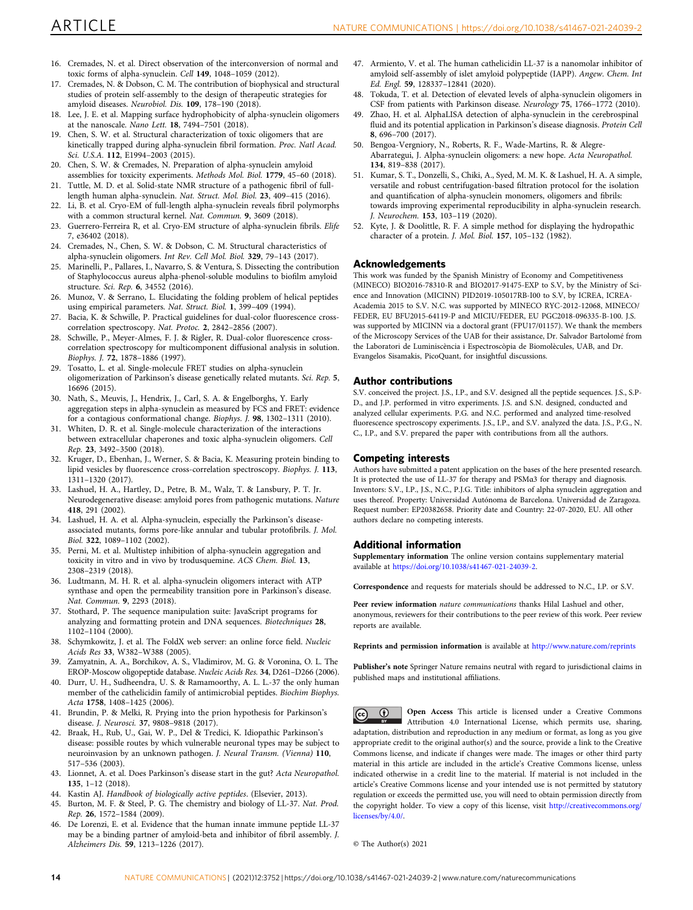16. Cremades, N. et al. Direct observation of the interconversion of normal and toxic forms of alpha-synuclein. *Cell* **149**, 1048–1059 (2012).
17. Cremades, N. & Dobson, C. M. The contribution of biophysical and structural studies of protein self-assembly to the design of therapeutic strategies for amyloid diseases. *Neurobiol. Dis.* **109**, 178–190 (2018).
18. Lee, J. E. et al. Mapping surface hydrophobicity of alpha-synuclein oligomers at the nanoscale. *Nano Lett.* **18**, 7494–7501 (2018).
19. Chen, S. W. et al. Structural characterization of toxic oligomers that are kinetically trapped during alpha-synuclein fibril formation. *Proc. Natl Acad. Sci. U.S.A.* **112**, E1994–2003 (2015).
20. Chen, S. W. & Cremades, N. Preparation of alpha-synuclein amyloid assemblies for toxicity experiments. *Methods Mol. Biol.* **1779**, 45–60 (2018).
21. Tuttle, M. D. et al. Solid-state NMR structure of a pathogenic fibril of full-length human alpha-synuclein. *Nat. Struct. Mol. Biol.* **23**, 409–415 (2016).
22. Li, B. et al. Cryo-EM of full-length alpha-synuclein reveals fibril polymorphs with a common structural kernel. *Nat. Commun.* **9**, 3609 (2018).
23. Guerrero-Ferreira R, et al. Cryo-EM structure of alpha-synuclein fibrils. *Elife* 7, e36402 (2018).
24. Cremades, N., Chen, S. W. & Dobson, C. M. Structural characteristics of alpha-synuclein oligomers. *Int Rev. Cell Mol. Biol.* **329**, 79–143 (2017).
25. Marinelli, P., Pallares, I., Navarro, S. & Ventura, S. Dissecting the contribution of Staphylococcus aureus alpha-phenol-soluble modulins to biofilm amyloid structure. *Sci. Rep.* **6**, 34552 (2016).
26. Munoz, V. & Serrano, L. Elucidating the folding problem of helical peptides using empirical parameters. *Nat. Struct. Biol.* **1**, 399–409 (1994).
27. Bacia, K. & Schwille, P. Practical guidelines for dual-color fluorescence cross-correlation spectroscopy. *Nat. Protoc.* **2**, 2842–2856 (2007).
28. Schwille, P., Meyer-Almes, F. J. & Rigler, R. Dual-color fluorescence cross-correlation spectroscopy for multicomponent diffusional analysis in solution. *Biophys. J.* **72**, 1878–1886 (1997).
29. Tosatto, L. et al. Single-molecule FRET studies on alpha-synuclein oligomerization of Parkinson's disease genetically related mutants. *Sci. Rep.* **5**, 16696 (2015).
30. Nath, S., Meuvis, J., Hendrix, J., Carl, S. A. & Engelborghs, Y. Early aggregation steps in alpha-synuclein as measured by FCS and FRET: evidence for a contagious conformational change. *Biophys. J.* **98**, 1302–1311 (2010).
31. Whiten, D. R. et al. Single-molecule characterization of the interactions between extracellular chaperones and toxic alpha-synuclein oligomers. *Cell Rep.* **23**, 3492–3500 (2018).
32. Kruger, D., Ebenhan, J., Werner, S. & Bacia, K. Measuring protein binding to lipid vesicles by fluorescence cross-correlation spectroscopy. *Biophys. J.* **113**, 1311–1320 (2017).
33. Lashuel, H. A., Hartley, D., Petre, B. M., Walz, T. & Lansbury, P. T. Jr. Neurodegenerative disease: amyloid pores from pathogenic mutations. *Nature* **418**, 291 (2002).
34. Lashuel, H. A. et al. Alpha-synuclein, especially the Parkinson's disease-associated mutants, forms pore-like annular and tubular protofibrils. *J. Mol. Biol.* **322**, 1089–1102 (2002).
35. Perni, M. et al. Multistep inhibition of alpha-synuclein aggregation and toxicity in vitro and in vivo by trodusquemine. *ACS Chem. Biol.* **13**, 2308–2319 (2018).
36. Ludtmann, M. H. R. et al. alpha-synuclein oligomers interact with ATP synthase and open the permeability transition pore in Parkinson's disease. *Nat. Commun.* **9**, 2293 (2018).
37. Stothard, P. The sequence manipulation suite: JavaScript programs for analyzing and formatting protein and DNA sequences. *Biotechniques* **28**, 1102–1104 (2000).
38. Schymkowitz, J. et al. The FoldX web server: an online force field. *Nucleic Acids Res* **33**, W382–W388 (2005).
39. Zamyatnin, A. A., Borchikov, A. S., Vladimirov, M. G. & Voronina, O. L. The EROP-Moscow oligopeptide database. *Nucleic Acids Res.* **34**, D261–D266 (2006).
40. Durr, U. H., Sudheendra, U. S. & Ramamoorthy, A. L. L-37 the only human member of the cathelicidin family of antimicrobial peptides. *Biochim Biophys. Acta* **1758**, 1408–1425 (2006).
41. Brundin, P. & Melki, R. Prying into the prion hypothesis for Parkinson's disease. *J. Neurosci.* **37**, 9808–9818 (2017).
42. Braak, H., Rub, U., Gai, W. P., Del & Tredici, K. Idiopathic Parkinson's disease: possible routes by which vulnerable neuronal types may be subject to neuroinvasion by an unknown pathogen. *J. Neural Transm. (Vienna)* **110**, 517–536 (2003).
43. Lionnet, A. et al. Does Parkinson's disease start in the gut? *Acta Neuropathol.* **135**, 1–12 (2018).
44. Kastin AJ. *Handbook of biologically active peptides*. (Elsevier, 2013).
45. Burton, M. F. & Steel, P. G. The chemistry and biology of LL-37. *Nat. Prod. Rep.* **26**, 1572–1584 (2009).
46. De Lorenzi, E. et al. Evidence that the human innate immune peptide LL-37 may be a binding partner of amyloid-beta and inhibitor of fibril assembly. *J. Alzheimers Dis.* **59**, 1213–1226 (2017).
47. Armiento, V. et al. The human cathelicidin LL-37 is a nanomolar inhibitor of amyloid self-assembly of islet amyloid polypeptide (IAPP). *Angew. Chem. Int Ed. Engl.* **59**, 128337–12841 (2020).
48. Tokuda, T. et al. Detection of elevated levels of alpha-synuclein oligomers in CSF from patients with Parkinson disease. *Neurology* **75**, 1766–1772 (2010).
49. Zhao, H. et al. AlphaLISA detection of alpha-synuclein in the cerebrospinal fluid and its potential application in Parkinson's disease diagnosis. *Protein Cell* **8**, 696–700 (2017).
50. Bengoa-Vergniory, N., Roberts, R. F., Wade-Martins, R. & Alegre-Abarrategui, J. Alpha-synuclein oligomers: a new hope. *Acta Neuropathol.* **134**, 819–838 (2017).
51. Kumar, S. T., Donzelli, S., Chiki, A., Syed, M. M. K. & Lashuel, H. A. A simple, versatile and robust centrifugation-based filtration protocol for the isolation and quantification of alpha-synuclein monomers, oligomers and fibrils: towards improving experimental reproducibility in alpha-synuclein research. *J. Neurochem.* **153**, 103–119 (2020).
52. Kyte, J. & Doolittle, R. F. A simple method for displaying the hydropathic character of a protein. *J. Mol. Biol.* **157**, 105–132 (1982).

## Acknowledgements

This work was funded by the Spanish Ministry of Economy and Competitiveness (MINECO) BIO2016-78310-R and BIO2017-91475-EXP to S.V, by the Ministry of Science and Innovation (MICINN) PID2019-105017RB-I00 to S.V, by ICREA, ICREA-Academia 2015 to S.V. N.C. was supported by MINECO RYC-2012-12068, MINECO/FEDER, EU BFU2015-64119-P and MICIU/FEDER, EU PGC2018-096335-B-100. J.S. was supported by MICINN via a doctoral grant (FPU17/01157). We thank the members of the Microscopy Services of the UAB for their assistance, Dr. Salvador Bartolomé from the Laboratori de Luminiscència i Espectroscòpia de Biomolècules, UAB, and Dr. Evangelos Sisamakis, PicoQuant, for insightful discussions.

## Author contributions

S.V. conceived the project. J.S., I.P., and S.V. designed all the peptide sequences. J.S., S.P-D., and J.P. performed in vitro experiments. J.S. and S.N. designed, conducted and analyzed cellular experiments. P.G. and N.C. performed and analyzed time-resolved fluorescence spectroscopy experiments. J.S., I.P., and S.V. analyzed the data. J.S., P.G., N.C., I.P., and S.V. prepared the paper with contributions from all the authors.

## Competing interests

Authors have submitted a patent application on the bases of the here presented research. It is protected the use of LL-37 for therapy and PSMα3 for therapy and diagnosis. Inventors: S.V., I.P., J.S., N.C., P.J.G. Title: inhibitors of alpha synuclein aggregation and uses thereof. Property: Universidad Autónoma de Barcelona. Universidad de Zaragoza. Request number: EP20382658. Priority date and Country: 22-07-2020, EU. All other authors declare no competing interests.

## Additional information

**Supplementary information** The online version contains supplementary material available at https://doi.org/10.1038/s41467-021-24039-2.

**Correspondence** and requests for materials should be addressed to N.C., I.P. or S.V.

**Peer review information** *nature communications* thanks Hilal Lashuel and other, anonymous, reviewers for their contributions to the peer review of this work. Peer review reports are available.

**Reprints and permission information** is available at http://www.nature.com/reprints

**Publisher's note** Springer Nature remains neutral with regard to jurisdictional claims in published maps and institutional affiliations.

**Open Access** This article is licensed under a Creative Commons Attribution 4.0 International License, which permits use, sharing, adaptation, distribution and reproduction in any medium or format, as long as you give appropriate credit to the original author(s) and the source, provide a link to the Creative Commons license, and indicate if changes were made. The images or other third party material in this article are included in the article's Creative Commons license, unless indicated otherwise in a credit line to the material. If material is not included in the article's Creative Commons license and your intended use is not permitted by statutory regulation or exceeds the permitted use, you will need to obtain permission directly from the copyright holder. To view a copy of this license, visit http://creativecommons.org/licenses/by/4.0/.

© The Author(s) 2021